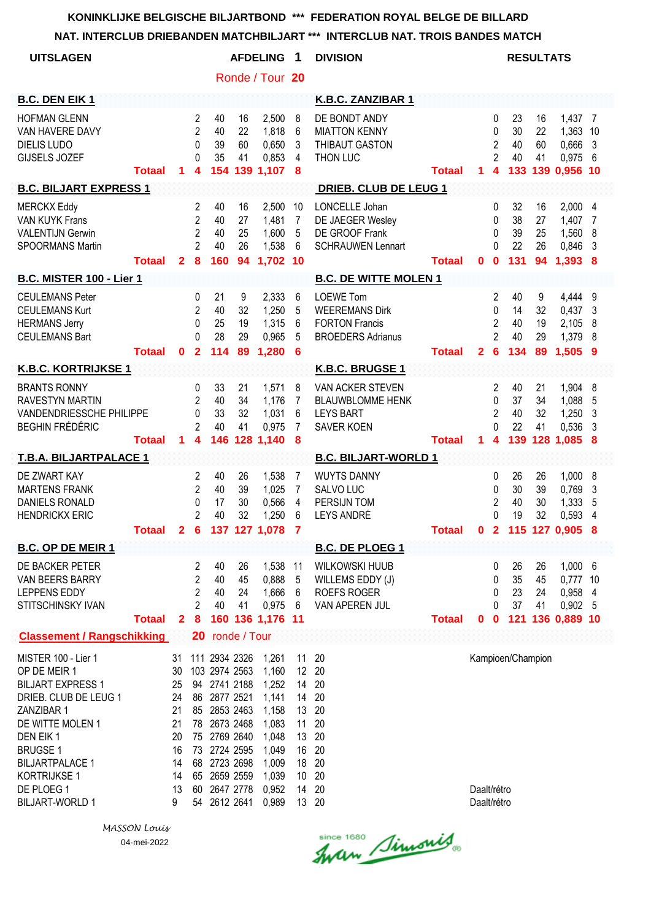KONINKLIJKE BELGISCHE BILJARTBOND *** FEDERATION ROYAL BELGE DE BILLARD

NAT. INTERCLUB DRIEBANDEN MATCHBILJART *** INTERCLUB NAT. TROIS BANDES MATCH

UITSLAGEN — AFDELING 1 DIVISION — RESULTATS

Ronde / Tour 20

| B.C. DEN EIK 1 | | | | | | | | K.B.C. ZANZIBAR 1 | | | | | | | |
|---|---|---|---|---|---|---|---|---|---|---|---|---|---|---|---|
| HOFMAN GLENN | | 2 | 40 | 16 | 2,500 | 8 | | DE BONDT ANDY | | 0 | 23 | 16 | 1,437 | 7 |
| VAN HAVERE DAVY | | 2 | 40 | 22 | 1,818 | 6 | | MIATTON KENNY | | 0 | 30 | 22 | 1,363 | 10 |
| DIELIS LUDO | | 0 | 39 | 60 | 0,650 | 3 | | THIBAUT GASTON | | 2 | 40 | 60 | 0,666 | 3 |
| GIJSELS JOZEF | | 0 | 35 | 41 | 0,853 | 4 | | THON LUC | | 2 | 40 | 41 | 0,975 | 6 |
| **Totaal** | **1** | **4** | **154** | **139** | **1,107** | **8** | | **Totaal** | **1** | **4** | **133** | **139** | **0,956** | **10** |

| B.C. BILJART EXPRESS 1 | | | | | | | | DRIEB. CLUB DE LEUG 1 | | | | | | | |
|---|---|---|---|---|---|---|---|---|---|---|---|---|---|---|---|
| MERCKX Eddy | | 2 | 40 | 16 | 2,500 | 10 | | LONCELLE Johan | | 0 | 32 | 16 | 2,000 | 4 |
| VAN KUYK Frans | | 2 | 40 | 27 | 1,481 | 7 | | DE JAEGER Wesley | | 0 | 38 | 27 | 1,407 | 7 |
| VALENTIJN Gerwin | | 2 | 40 | 25 | 1,600 | 5 | | DE GROOF Frank | | 0 | 39 | 25 | 1,560 | 8 |
| SPOORMANS Martin | | 2 | 40 | 26 | 1,538 | 6 | | SCHRAUWEN Lennart | | 0 | 22 | 26 | 0,846 | 3 |
| **Totaal** | **2** | **8** | **160** | **94** | **1,702** | **10** | | **Totaal** | **0** | **0** | **131** | **94** | **1,393** | **8** |

| B.C. MISTER 100 - Lier 1 | | | | | | | | B.C. DE WITTE MOLEN 1 | | | | | | | |
|---|---|---|---|---|---|---|---|---|---|---|---|---|---|---|---|
| CEULEMANS Peter | | 0 | 21 | 9 | 2,333 | 6 | | LOEWE Tom | | 2 | 40 | 9 | 4,444 | 9 |
| CEULEMANS Kurt | | 2 | 40 | 32 | 1,250 | 5 | | WEEREMANS Dirk | | 0 | 14 | 32 | 0,437 | 3 |
| HERMANS Jerry | | 0 | 25 | 19 | 1,315 | 6 | | FORTON Francis | | 2 | 40 | 19 | 2,105 | 8 |
| CEULEMANS Bart | | 0 | 28 | 29 | 0,965 | 5 | | BROEDERS Adrianus | | 2 | 40 | 29 | 1,379 | 8 |
| **Totaal** | **0** | **2** | **114** | **89** | **1,280** | **6** | | **Totaal** | **2** | **6** | **134** | **89** | **1,505** | **9** |

| K.B.C. KORTRIJKSE 1 | | | | | | | | K.B.C. BRUGSE 1 | | | | | | | |
|---|---|---|---|---|---|---|---|---|---|---|---|---|---|---|---|
| BRANTS RONNY | | 0 | 33 | 21 | 1,571 | 8 | | VAN ACKER STEVEN | | 2 | 40 | 21 | 1,904 | 8 |
| RAVESTYN MARTIN | | 2 | 40 | 34 | 1,176 | 7 | | BLAUWBLOMME HENK | | 0 | 37 | 34 | 1,088 | 5 |
| VANDENDRIESSCHE PHILIPPE | | 0 | 33 | 32 | 1,031 | 6 | | LEYS BART | | 2 | 40 | 32 | 1,250 | 3 |
| BEGHIN FRÉDÉRIC | | 2 | 40 | 41 | 0,975 | 7 | | SAVER KOEN | | 0 | 22 | 41 | 0,536 | 3 |
| **Totaal** | **1** | **4** | **146** | **128** | **1,140** | **8** | | **Totaal** | **1** | **4** | **139** | **128** | **1,085** | **8** |

| T.B.A. BILJARTPALACE 1 | | | | | | | | B.C. BILJART-WORLD 1 | | | | | | | |
|---|---|---|---|---|---|---|---|---|---|---|---|---|---|---|---|
| DE ZWART KAY | | 2 | 40 | 26 | 1,538 | 7 | | WUYTS DANNY | | 0 | 26 | 26 | 1,000 | 8 |
| MARTENS FRANK | | 2 | 40 | 39 | 1,025 | 7 | | SALVO LUC | | 0 | 30 | 39 | 0,769 | 3 |
| DANIELS RONALD | | 0 | 17 | 30 | 0,566 | 4 | | PERSIJN TOM | | 2 | 40 | 30 | 1,333 | 5 |
| HENDRICKX ERIC | | 2 | 40 | 32 | 1,250 | 6 | | LEYS ANDRÉ | | 0 | 19 | 32 | 0,593 | 4 |
| **Totaal** | **2** | **6** | **137** | **127** | **1,078** | **7** | | **Totaal** | **0** | **2** | **115** | **127** | **0,905** | **8** |

| B.C. OP DE MEIR 1 | | | | | | | | B.C. DE PLOEG 1 | | | | | | | |
|---|---|---|---|---|---|---|---|---|---|---|---|---|---|---|---|
| DE BACKER PETER | | 2 | 40 | 26 | 1,538 | 11 | | WILKOWSKI HUUB | | 0 | 26 | 26 | 1,000 | 6 |
| VAN BEERS BARRY | | 2 | 40 | 45 | 0,888 | 5 | | WILLEMS EDDY (J) | | 0 | 35 | 45 | 0,777 | 10 |
| LEPPENS EDDY | | 2 | 40 | 24 | 1,666 | 6 | | ROEFS ROGER | | 0 | 23 | 24 | 0,958 | 4 |
| STITSCHINSKY IVAN | | 2 | 40 | 41 | 0,975 | 6 | | VAN APEREN JUL | | 0 | 37 | 41 | 0,902 | 5 |
| **Totaal** | **2** | **8** | **160** | **136** | **1,176** | **11** | | **Totaal** | **0** | **0** | **121** | **136** | **0,889** | **10** |

**Classement / Rangschikking** — 20 ronde / Tour

| | | | | | | | | |
|---|---|---|---|---|---|---|---|---|
| MISTER 100 - Lier 1 | 31 | 111 | 2934 | 2326 | 1,261 | 11 | 20 | Kampioen/Champion |
| OP DE MEIR 1 | 30 | 103 | 2974 | 2563 | 1,160 | 12 | 20 | |
| BILJART EXPRESS 1 | 25 | 94 | 2741 | 2188 | 1,252 | 14 | 20 | |
| DRIEB. CLUB DE LEUG 1 | 24 | 86 | 2877 | 2521 | 1,141 | 14 | 20 | |
| ZANZIBAR 1 | 21 | 85 | 2853 | 2463 | 1,158 | 13 | 20 | |
| DE WITTE MOLEN 1 | 21 | 78 | 2673 | 2468 | 1,083 | 11 | 20 | |
| DEN EIK 1 | 20 | 75 | 2769 | 2640 | 1,048 | 13 | 20 | |
| BRUGSE 1 | 16 | 73 | 2724 | 2595 | 1,049 | 16 | 20 | |
| BILJARTPALACE 1 | 14 | 68 | 2723 | 2698 | 1,009 | 18 | 20 | |
| KORTRIJKSE 1 | 14 | 65 | 2659 | 2559 | 1,039 | 10 | 20 | |
| DE PLOEG 1 | 13 | 60 | 2647 | 2778 | 0,952 | 14 | 20 | Daalt/rétro |
| BILJART-WORLD 1 | 9 | 54 | 2612 | 2641 | 0,989 | 13 | 20 | Daalt/rétro |

*MASSON Louis*

04-mei-2022

since 1680 Ivan Simonis®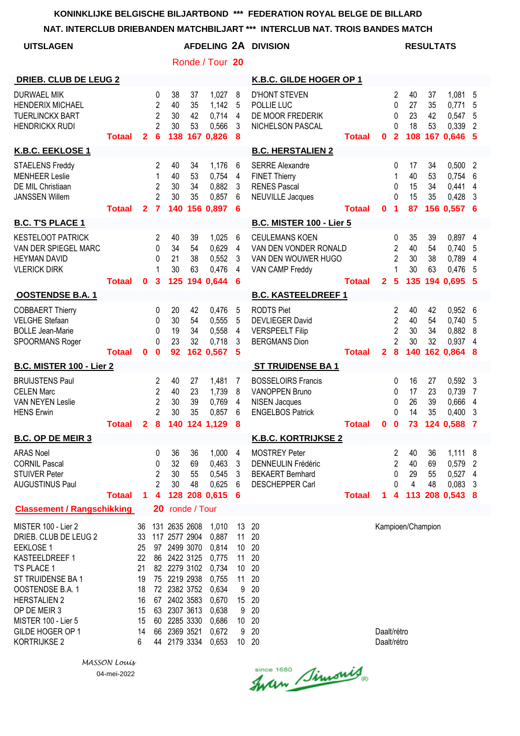**KONINKLIJKE BELGISCHE BILJARTBOND *** FEDERATION ROYAL BELGE DE BILLARD**

**NAT. INTERCLUB DRIEBANDEN MATCHBILJART *** INTERCLUB NAT. TROIS BANDES MATCH**

**UITSLAGEN** — **AFDELING 2A DIVISION** — **RESULTATS**

Ronde / Tour **20**

| DRIEB. CLUB DE LEUG 2 | | | | | | | K.B.C. GILDE HOGER OP 1 | | | | | | |
|---|---|---|---|---|---|---|---|---|---|---|---|---|---|
| DURWAEL MIK | | 0 | 38 | 37 | 1,027 | 8 | D'HONT STEVEN | | 2 | 40 | 37 | 1,081 | 5 |
| HENDERIX MICHAEL | | 2 | 40 | 35 | 1,142 | 5 | POLLIE LUC | | 0 | 27 | 35 | 0,771 | 5 |
| TUERLINCKX BART | | 2 | 30 | 42 | 0,714 | 4 | DE MOOR FREDERIK | | 0 | 23 | 42 | 0,547 | 5 |
| HENDRICKX RUDI | | 2 | 30 | 53 | 0,566 | 3 | NICHELSON PASCAL | | 0 | 18 | 53 | 0,339 | 2 |
| **Totaal** | **2** | **6** | **138** | **167** | **0,826** | **8** | **Totaal** | **0** | **2** | **108** | **167** | **0,646** | **5** |
| **K.B.C. EEKLOSE 1** | | | | | | | **B.C. HERSTALIEN 2** | | | | | | |
| STAELENS Freddy | | 2 | 40 | 34 | 1,176 | 6 | SERRE Alexandre | | 0 | 17 | 34 | 0,500 | 2 |
| MENHEER Leslie | | 1 | 40 | 53 | 0,754 | 4 | FINET Thierry | | 1 | 40 | 53 | 0,754 | 6 |
| DE MIL Christiaan | | 2 | 30 | 34 | 0,882 | 3 | RENES Pascal | | 0 | 15 | 34 | 0,441 | 4 |
| JANSSEN Willem | | 2 | 30 | 35 | 0,857 | 6 | NEUVILLE Jacques | | 0 | 15 | 35 | 0,428 | 3 |
| **Totaal** | **2** | **7** | **140** | **156** | **0,897** | **6** | **Totaal** | **0** | **1** | **87** | **156** | **0,557** | **6** |
| **B.C. T'S PLACE 1** | | | | | | | **B.C. MISTER 100 - Lier 5** | | | | | | |
| KESTELOOT PATRICK | | 2 | 40 | 39 | 1,025 | 6 | CEULEMANS KOEN | | 0 | 35 | 39 | 0,897 | 4 |
| VAN DER SPIEGEL MARC | | 0 | 34 | 54 | 0,629 | 4 | VAN DEN VONDER RONALD | | 2 | 40 | 54 | 0,740 | 5 |
| HEYMAN DAVID | | 0 | 21 | 38 | 0,552 | 3 | VAN DEN WOUWER HUGO | | 2 | 30 | 38 | 0,789 | 4 |
| VLERICK DIRK | | 1 | 30 | 63 | 0,476 | 4 | VAN CAMP Freddy | | 1 | 30 | 63 | 0,476 | 5 |
| **Totaal** | **0** | **3** | **125** | **194** | **0,644** | **6** | **Totaal** | **2** | **5** | **135** | **194** | **0,695** | **5** |
| **OOSTENDSE B.A. 1** | | | | | | | **B.C. KASTEELDREEF 1** | | | | | | |
| COBBAERT Thierry | | 0 | 20 | 42 | 0,476 | 5 | RODTS Piet | | 2 | 40 | 42 | 0,952 | 6 |
| VELGHE Stefaan | | 0 | 30 | 54 | 0,555 | 5 | DEVLIEGER David | | 2 | 40 | 54 | 0,740 | 5 |
| BOLLE Jean-Marie | | 0 | 19 | 34 | 0,558 | 4 | VERSPEELT Filip | | 2 | 30 | 34 | 0,882 | 8 |
| SPOORMANS Roger | | 0 | 23 | 32 | 0,718 | 3 | BERGMANS Dion | | 2 | 30 | 32 | 0,937 | 4 |
| **Totaal** | **0** | **0** | **92** | **162** | **0,567** | **5** | **Totaal** | **2** | **8** | **140** | **162** | **0,864** | **8** |
| **B.C. MISTER 100 - Lier 2** | | | | | | | **ST TRUIDENSE BA 1** | | | | | | |
| BRUIJSTENS Paul | | 2 | 40 | 27 | 1,481 | 7 | BOSSELOIRS Francis | | 0 | 16 | 27 | 0,592 | 3 |
| CELEN Marc | | 2 | 40 | 23 | 1,739 | 8 | VANOPPEN Bruno | | 0 | 17 | 23 | 0,739 | 7 |
| VAN NEYEN Leslie | | 2 | 30 | 39 | 0,769 | 4 | NISEN Jacques | | 0 | 26 | 39 | 0,666 | 4 |
| HENS Erwin | | 2 | 30 | 35 | 0,857 | 6 | ENGELBOS Patrick | | 0 | 14 | 35 | 0,400 | 3 |
| **Totaal** | **2** | **8** | **140** | **124** | **1,129** | **8** | **Totaal** | **0** | **0** | **73** | **124** | **0,588** | **7** |
| **B.C. OP DE MEIR 3** | | | | | | | **K.B.C. KORTRIJKSE 2** | | | | | | |
| ARAS Noel | | 0 | 36 | 36 | 1,000 | 4 | MOSTREY Peter | | 2 | 40 | 36 | 1,111 | 8 |
| CORNIL Pascal | | 0 | 32 | 69 | 0,463 | 3 | DENNEULIN Frédéric | | 2 | 40 | 69 | 0,579 | 2 |
| STUIVER Peter | | 2 | 30 | 55 | 0,545 | 3 | BEKAERT Bernhard | | 0 | 29 | 55 | 0,527 | 4 |
| AUGUSTINUS Paul | | 2 | 30 | 48 | 0,625 | 6 | DESCHEPPER Carl | | 0 | 4 | 48 | 0,083 | 3 |
| **Totaal** | **1** | **4** | **128** | **208** | **0,615** | **6** | **Totaal** | **1** | **4** | **113** | **208** | **0,543** | **8** |

**Classement / Rangschikking** — **20** ronde / Tour

| | | | | | | | | |
|---|---|---|---|---|---|---|---|---|
| MISTER 100 - Lier 2 | 36 | 131 | 2635 | 2608 | 1,010 | 13 | 20 | Kampioen/Champion |
| DRIEB. CLUB DE LEUG 2 | 33 | 117 | 2577 | 2904 | 0,887 | 11 | 20 | |
| EEKLOSE 1 | 25 | 97 | 2499 | 3070 | 0,814 | 10 | 20 | |
| KASTEELDREEF 1 | 22 | 86 | 2422 | 3125 | 0,775 | 11 | 20 | |
| T'S PLACE 1 | 21 | 82 | 2279 | 3102 | 0,734 | 10 | 20 | |
| ST TRUIDENSE BA 1 | 19 | 75 | 2219 | 2938 | 0,755 | 11 | 20 | |
| OOSTENDSE B.A. 1 | 18 | 72 | 2382 | 3752 | 0,634 | 9 | 20 | |
| HERSTALIEN 2 | 16 | 67 | 2402 | 3583 | 0,670 | 15 | 20 | |
| OP DE MEIR 3 | 15 | 63 | 2307 | 3613 | 0,638 | 9 | 20 | |
| MISTER 100 - Lier 5 | 15 | 60 | 2285 | 3330 | 0,686 | 10 | 20 | |
| GILDE HOGER OP 1 | 14 | 66 | 2369 | 3521 | 0,672 | 9 | 20 | Daalt/rétro |
| KORTRIJKSE 2 | 6 | 44 | 2179 | 3334 | 0,653 | 10 | 20 | Daalt/rétro |

*MASSON Louis*

04-mei-2022

since 1680 Iwan Simonis®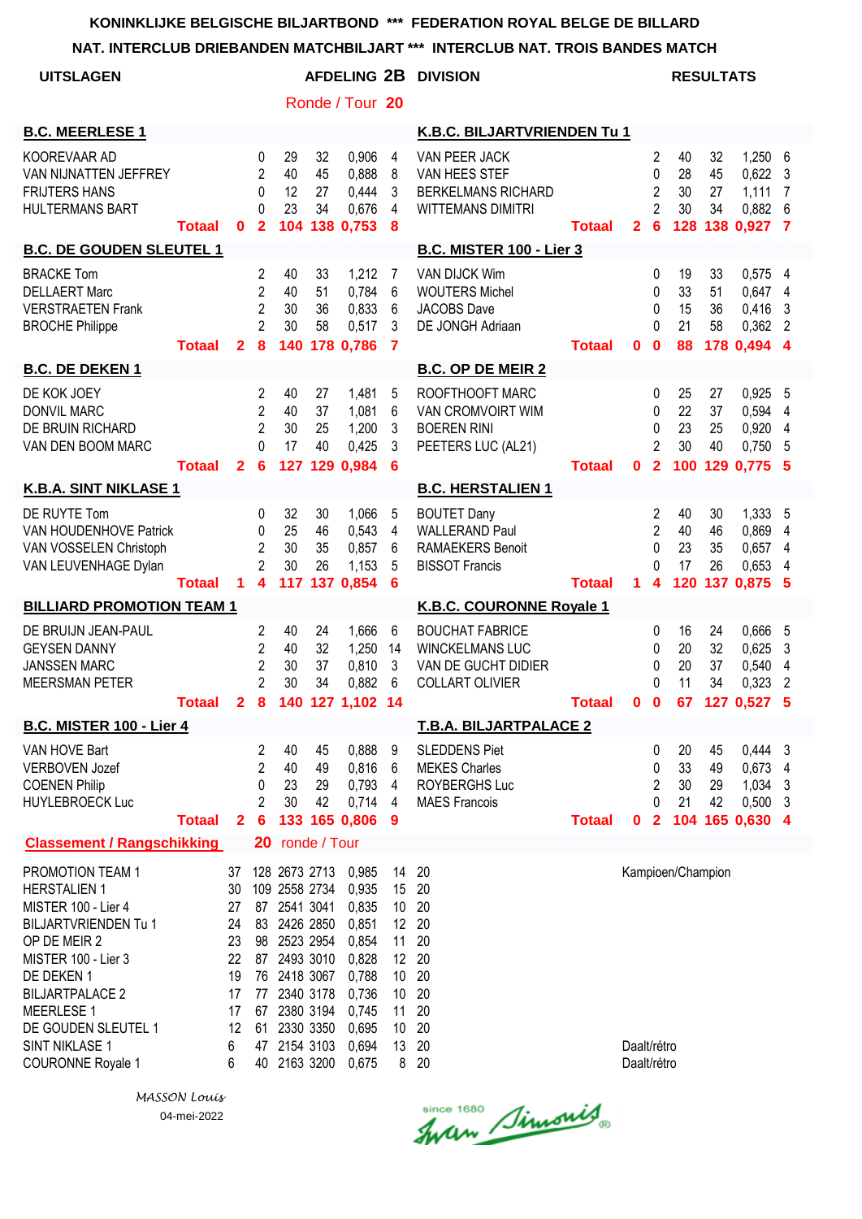KONINKLIJKE BELGISCHE BILJARTBOND *** FEDERATION ROYAL BELGE DE BILLARD

NAT. INTERCLUB DRIEBANDEN MATCHBILJART *** INTERCLUB NAT. TROIS BANDES MATCH

**UITSLAGEN** — **AFDELING 2B DIVISION** — **RESULTATS**

Ronde / Tour **20**

| **B.C. MEERLESE 1** | | | | | | | **K.B.C. BILJARTVRIENDEN Tu 1** | | | | | | |
|---|---|---|---|---|---|---|---|---|---|---|---|---|---|
| KOOREVAAR AD | | 0 | 29 | 32 | 0,906 | 4 | VAN PEER JACK | | 2 | 40 | 32 | 1,250 | 6 |
| VAN NIJNATTEN JEFFREY | | 2 | 40 | 45 | 0,888 | 8 | VAN HEES STEF | | 0 | 28 | 45 | 0,622 | 3 |
| FRIJTERS HANS | | 0 | 12 | 27 | 0,444 | 3 | BERKELMANS RICHARD | | 2 | 30 | 27 | 1,111 | 7 |
| HULTERMANS BART | | 0 | 23 | 34 | 0,676 | 4 | WITTEMANS DIMITRI | | 2 | 30 | 34 | 0,882 | 6 |
| **Totaal** | **0** | **2** | **104** | **138** | **0,753** | **8** | **Totaal** | **2** | **6** | **128** | **138** | **0,927** | **7** |

| **B.C. DE GOUDEN SLEUTEL 1** | | | | | | | **B.C. MISTER 100 - Lier 3** | | | | | | |
|---|---|---|---|---|---|---|---|---|---|---|---|---|---|
| BRACKE Tom | | 2 | 40 | 33 | 1,212 | 7 | VAN DIJCK Wim | | 0 | 19 | 33 | 0,575 | 4 |
| DELLAERT Marc | | 2 | 40 | 51 | 0,784 | 6 | WOUTERS Michel | | 0 | 33 | 51 | 0,647 | 4 |
| VERSTRAETEN Frank | | 2 | 30 | 36 | 0,833 | 6 | JACOBS Dave | | 0 | 15 | 36 | 0,416 | 3 |
| BROCHE Philippe | | 2 | 30 | 58 | 0,517 | 3 | DE JONGH Adriaan | | 0 | 21 | 58 | 0,362 | 2 |
| **Totaal** | **2** | **8** | **140** | **178** | **0,786** | **7** | **Totaal** | **0** | **0** | **88** | **178** | **0,494** | **4** |

| **B.C. DE DEKEN 1** | | | | | | | **B.C. OP DE MEIR 2** | | | | | | |
|---|---|---|---|---|---|---|---|---|---|---|---|---|---|
| DE KOK JOEY | | 2 | 40 | 27 | 1,481 | 5 | ROOFTHOOFT MARC | | 0 | 25 | 27 | 0,925 | 5 |
| DONVIL MARC | | 2 | 40 | 37 | 1,081 | 6 | VAN CROMVOIRT WIM | | 0 | 22 | 37 | 0,594 | 4 |
| DE BRUIN RICHARD | | 2 | 30 | 25 | 1,200 | 3 | BOEREN RINI | | 0 | 23 | 25 | 0,920 | 4 |
| VAN DEN BOOM MARC | | 0 | 17 | 40 | 0,425 | 3 | PEETERS LUC (AL21) | | 2 | 30 | 40 | 0,750 | 5 |
| **Totaal** | **2** | **6** | **127** | **129** | **0,984** | **6** | **Totaal** | **0** | **2** | **100** | **129** | **0,775** | **5** |

| **K.B.A. SINT NIKLASE 1** | | | | | | | **B.C. HERSTALIEN 1** | | | | | | |
|---|---|---|---|---|---|---|---|---|---|---|---|---|---|
| DE RUYTE Tom | | 0 | 32 | 30 | 1,066 | 5 | BOUTET Dany | | 2 | 40 | 30 | 1,333 | 5 |
| VAN HOUDENHOVE Patrick | | 0 | 25 | 46 | 0,543 | 4 | WALLERAND Paul | | 2 | 40 | 46 | 0,869 | 4 |
| VAN VOSSELEN Christoph | | 2 | 30 | 35 | 0,857 | 6 | RAMAEKERS Benoit | | 0 | 23 | 35 | 0,657 | 4 |
| VAN LEUVENHAGE Dylan | | 2 | 30 | 26 | 1,153 | 5 | BISSOT Francis | | 0 | 17 | 26 | 0,653 | 4 |
| **Totaal** | **1** | **4** | **117** | **137** | **0,854** | **6** | **Totaal** | **1** | **4** | **120** | **137** | **0,875** | **5** |

| **BILLIARD PROMOTION TEAM 1** | | | | | | | **K.B.C. COURONNE Royale 1** | | | | | | |
|---|---|---|---|---|---|---|---|---|---|---|---|---|---|
| DE BRUIJN JEAN-PAUL | | 2 | 40 | 24 | 1,666 | 6 | BOUCHAT FABRICE | | 0 | 16 | 24 | 0,666 | 5 |
| GEYSEN DANNY | | 2 | 40 | 32 | 1,250 | 14 | WINCKELMANS LUC | | 0 | 20 | 32 | 0,625 | 3 |
| JANSSEN MARC | | 2 | 30 | 37 | 0,810 | 3 | VAN DE GUCHT DIDIER | | 0 | 20 | 37 | 0,540 | 4 |
| MEERSMAN PETER | | 2 | 30 | 34 | 0,882 | 6 | COLLART OLIVIER | | 0 | 11 | 34 | 0,323 | 2 |
| **Totaal** | **2** | **8** | **140** | **127** | **1,102** | **14** | **Totaal** | **0** | **0** | **67** | **127** | **0,527** | **5** |

| **B.C. MISTER 100 - Lier 4** | | | | | | | **T.B.A. BILJARTPALACE 2** | | | | | | |
|---|---|---|---|---|---|---|---|---|---|---|---|---|---|
| VAN HOVE Bart | | 2 | 40 | 45 | 0,888 | 9 | SLEDDENS Piet | | 0 | 20 | 45 | 0,444 | 3 |
| VERBOVEN Jozef | | 2 | 40 | 49 | 0,816 | 6 | MEKES Charles | | 0 | 33 | 49 | 0,673 | 4 |
| COENEN Philip | | 0 | 23 | 29 | 0,793 | 4 | ROYBERGHS Luc | | 2 | 30 | 29 | 1,034 | 3 |
| HUYLEBROECK Luc | | 2 | 30 | 42 | 0,714 | 4 | MAES Francois | | 0 | 21 | 42 | 0,500 | 3 |
| **Totaal** | **2** | **6** | **133** | **165** | **0,806** | **9** | **Totaal** | **0** | **2** | **104** | **165** | **0,630** | **4** |

**Classement / Rangschikking** — **20** ronde / Tour

| | | | | | | | | |
|---|---|---|---|---|---|---|---|---|
| PROMOTION TEAM 1 | 37 | 128 | 2673 | 2713 | 0,985 | 14 | 20 | Kampioen/Champion |
| HERSTALIEN 1 | 30 | 109 | 2558 | 2734 | 0,935 | 15 | 20 | |
| MISTER 100 - Lier 4 | 27 | 87 | 2541 | 3041 | 0,835 | 10 | 20 | |
| BILJARTVRIENDEN Tu 1 | 24 | 83 | 2426 | 2850 | 0,851 | 12 | 20 | |
| OP DE MEIR 2 | 23 | 98 | 2523 | 2954 | 0,854 | 11 | 20 | |
| MISTER 100 - Lier 3 | 22 | 87 | 2493 | 3010 | 0,828 | 12 | 20 | |
| DE DEKEN 1 | 19 | 76 | 2418 | 3067 | 0,788 | 10 | 20 | |
| BILJARTPALACE 2 | 17 | 77 | 2340 | 3178 | 0,736 | 10 | 20 | |
| MEERLESE 1 | 17 | 67 | 2380 | 3194 | 0,745 | 11 | 20 | |
| DE GOUDEN SLEUTEL 1 | 12 | 61 | 2330 | 3350 | 0,695 | 10 | 20 | |
| SINT NIKLASE 1 | 6 | 47 | 2154 | 3103 | 0,694 | 13 | 20 | Daalt/rétro |
| COURONNE Royale 1 | 6 | 40 | 2163 | 3200 | 0,675 | 8 | 20 | Daalt/rétro |

*MASSON Louis*

04-mei-2022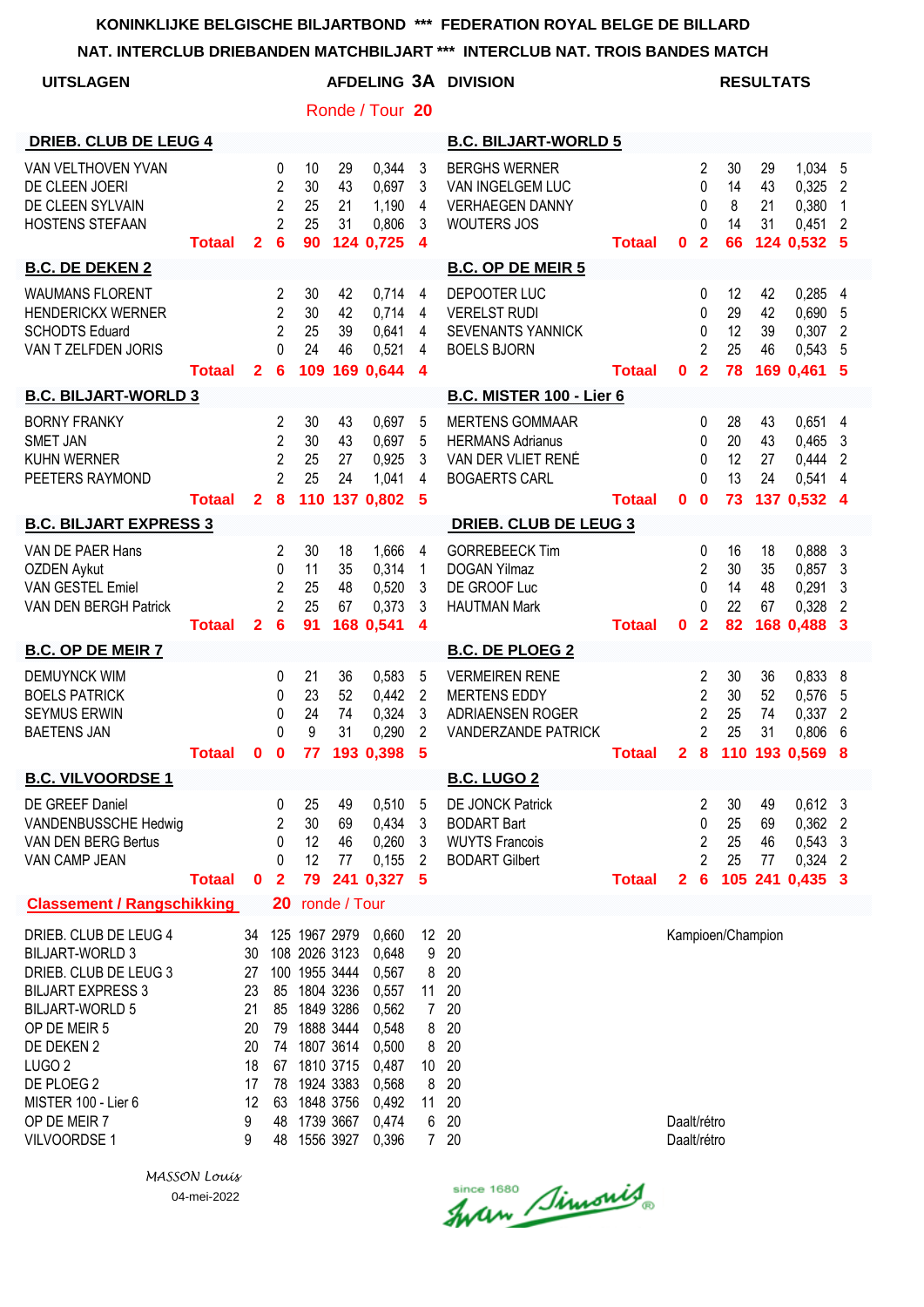KONINKLIJKE BELGISCHE BILJARTBOND *** FEDERATION ROYAL BELGE DE BILLARD

NAT. INTERCLUB DRIEBANDEN MATCHBILJART *** INTERCLUB NAT. TROIS BANDES MATCH

UITSLAGEN — AFDELING 3A DIVISION — RESULTATS

Ronde / Tour 20

| DRIEB. CLUB DE LEUG 4 | | | | | | | | B.C. BILJART-WORLD 5 | | | | | | | |
|---|---|---|---|---|---|---|---|---|---|---|---|---|---|---|---|
| VAN VELTHOVEN YVAN | | 0 | 10 | 29 | 0,344 | 3 | | BERGHS WERNER | | 2 | 30 | 29 | 1,034 | 5 | |
| DE CLEEN JOERI | | 2 | 30 | 43 | 0,697 | 3 | | VAN INGELGEM LUC | | 0 | 14 | 43 | 0,325 | 2 | |
| DE CLEEN SYLVAIN | | 2 | 25 | 21 | 1,190 | 4 | | VERHAEGEN DANNY | | 0 | 8 | 21 | 0,380 | 1 | |
| HOSTENS STEFAAN | | 2 | 25 | 31 | 0,806 | 3 | | WOUTERS JOS | | 0 | 14 | 31 | 0,451 | 2 | |
| Totaal | 2 | 6 | 90 | 124 | 0,725 | 4 | | Totaal | 0 | 2 | 66 | 124 | 0,532 | 5 | |

| B.C. DE DEKEN 2 | | | | | | | B.C. OP DE MEIR 5 | | | | | | |
|---|---|---|---|---|---|---|---|---|---|---|---|---|---|
| WAUMANS FLORENT | | 2 | 30 | 42 | 0,714 | 4 | DEPOOTER LUC | | 0 | 12 | 42 | 0,285 | 4 |
| HENDERICKX WERNER | | 2 | 30 | 42 | 0,714 | 4 | VERELST RUDI | | 0 | 29 | 42 | 0,690 | 5 |
| SCHODTS Eduard | | 2 | 25 | 39 | 0,641 | 4 | SEVENANTS YANNICK | | 0 | 12 | 39 | 0,307 | 2 |
| VAN T ZELFDEN JORIS | | 0 | 24 | 46 | 0,521 | 4 | BOELS BJORN | | 2 | 25 | 46 | 0,543 | 5 |
| Totaal | 2 | 6 | 109 | 169 | 0,644 | 4 | Totaal | 0 | 2 | 78 | 169 | 0,461 | 5 |

| B.C. BILJART-WORLD 3 | | | | | | | B.C. MISTER 100 - Lier 6 | | | | | | |
|---|---|---|---|---|---|---|---|---|---|---|---|---|---|
| BORNY FRANKY | | 2 | 30 | 43 | 0,697 | 5 | MERTENS GOMMAAR | | 0 | 28 | 43 | 0,651 | 4 |
| SMET JAN | | 2 | 30 | 43 | 0,697 | 5 | HERMANS Adrianus | | 0 | 20 | 43 | 0,465 | 3 |
| KUHN WERNER | | 2 | 25 | 27 | 0,925 | 3 | VAN DER VLIET RENÉ | | 0 | 12 | 27 | 0,444 | 2 |
| PEETERS RAYMOND | | 2 | 25 | 24 | 1,041 | 4 | BOGAERTS CARL | | 0 | 13 | 24 | 0,541 | 4 |
| Totaal | 2 | 8 | 110 | 137 | 0,802 | 5 | Totaal | 0 | 0 | 73 | 137 | 0,532 | 4 |

| B.C. BILJART EXPRESS 3 | | | | | | | DRIEB. CLUB DE LEUG 3 | | | | | | |
|---|---|---|---|---|---|---|---|---|---|---|---|---|---|
| VAN DE PAER Hans | | 2 | 30 | 18 | 1,666 | 4 | GORREBEECK Tim | | 0 | 16 | 18 | 0,888 | 3 |
| OZDEN Aykut | | 0 | 11 | 35 | 0,314 | 1 | DOGAN Yilmaz | | 2 | 30 | 35 | 0,857 | 3 |
| VAN GESTEL Emiel | | 2 | 25 | 48 | 0,520 | 3 | DE GROOF Luc | | 0 | 14 | 48 | 0,291 | 3 |
| VAN DEN BERGH Patrick | | 2 | 25 | 67 | 0,373 | 3 | HAUTMAN Mark | | 0 | 22 | 67 | 0,328 | 2 |
| Totaal | 2 | 6 | 91 | 168 | 0,541 | 4 | Totaal | 0 | 2 | 82 | 168 | 0,488 | 3 |

| B.C. OP DE MEIR 7 | | | | | | | B.C. DE PLOEG 2 | | | | | | |
|---|---|---|---|---|---|---|---|---|---|---|---|---|---|
| DEMUYNCK WIM | | 0 | 21 | 36 | 0,583 | 5 | VERMEIREN RENE | | 2 | 30 | 36 | 0,833 | 8 |
| BOELS PATRICK | | 0 | 23 | 52 | 0,442 | 2 | MERTENS EDDY | | 2 | 30 | 52 | 0,576 | 5 |
| SEYMUS ERWIN | | 0 | 24 | 74 | 0,324 | 3 | ADRIAENSEN ROGER | | 2 | 25 | 74 | 0,337 | 2 |
| BAETENS JAN | | 0 | 9 | 31 | 0,290 | 2 | VANDERZANDE PATRICK | | 2 | 25 | 31 | 0,806 | 6 |
| Totaal | 0 | 0 | 77 | 193 | 0,398 | 5 | Totaal | 2 | 8 | 110 | 193 | 0,569 | 8 |

| B.C. VILVOORDSE 1 | | | | | | | B.C. LUGO 2 | | | | | | |
|---|---|---|---|---|---|---|---|---|---|---|---|---|---|
| DE GREEF Daniel | | 0 | 25 | 49 | 0,510 | 5 | DE JONCK Patrick | | 2 | 30 | 49 | 0,612 | 3 |
| VANDENBUSSCHE Hedwig | | 2 | 30 | 69 | 0,434 | 3 | BODART Bart | | 0 | 25 | 69 | 0,362 | 2 |
| VAN DEN BERG Bertus | | 0 | 12 | 46 | 0,260 | 3 | WUYTS Francois | | 2 | 25 | 46 | 0,543 | 3 |
| VAN CAMP JEAN | | 0 | 12 | 77 | 0,155 | 2 | BODART Gilbert | | 2 | 25 | 77 | 0,324 | 2 |
| Totaal | 0 | 2 | 79 | 241 | 0,327 | 5 | Totaal | 2 | 6 | 105 | 241 | 0,435 | 3 |

**Classement / Rangschikking** — 20 ronde / Tour

| | | | | | | | | |
|---|---|---|---|---|---|---|---|---|
| DRIEB. CLUB DE LEUG 4 | 34 | 125 | 1967 | 2979 | 0,660 | 12 | 20 | Kampioen/Champion |
| BILJART-WORLD 3 | 30 | 108 | 2026 | 3123 | 0,648 | 9 | 20 | |
| DRIEB. CLUB DE LEUG 3 | 27 | 100 | 1955 | 3444 | 0,567 | 8 | 20 | |
| BILJART EXPRESS 3 | 23 | 85 | 1804 | 3236 | 0,557 | 11 | 20 | |
| BILJART-WORLD 5 | 21 | 85 | 1849 | 3286 | 0,562 | 7 | 20 | |
| OP DE MEIR 5 | 20 | 79 | 1888 | 3444 | 0,548 | 8 | 20 | |
| DE DEKEN 2 | 20 | 74 | 1807 | 3614 | 0,500 | 8 | 20 | |
| LUGO 2 | 18 | 67 | 1810 | 3715 | 0,487 | 10 | 20 | |
| DE PLOEG 2 | 17 | 78 | 1924 | 3383 | 0,568 | 8 | 20 | |
| MISTER 100 - Lier 6 | 12 | 63 | 1848 | 3756 | 0,492 | 11 | 20 | |
| OP DE MEIR 7 | 9 | 48 | 1739 | 3667 | 0,474 | 6 | 20 | Daalt/rétro |
| VILVOORDSE 1 | 9 | 48 | 1556 | 3927 | 0,396 | 7 | 20 | Daalt/rétro |

MASSON Louis

04-mei-2022

since 1680 Ivan Simonis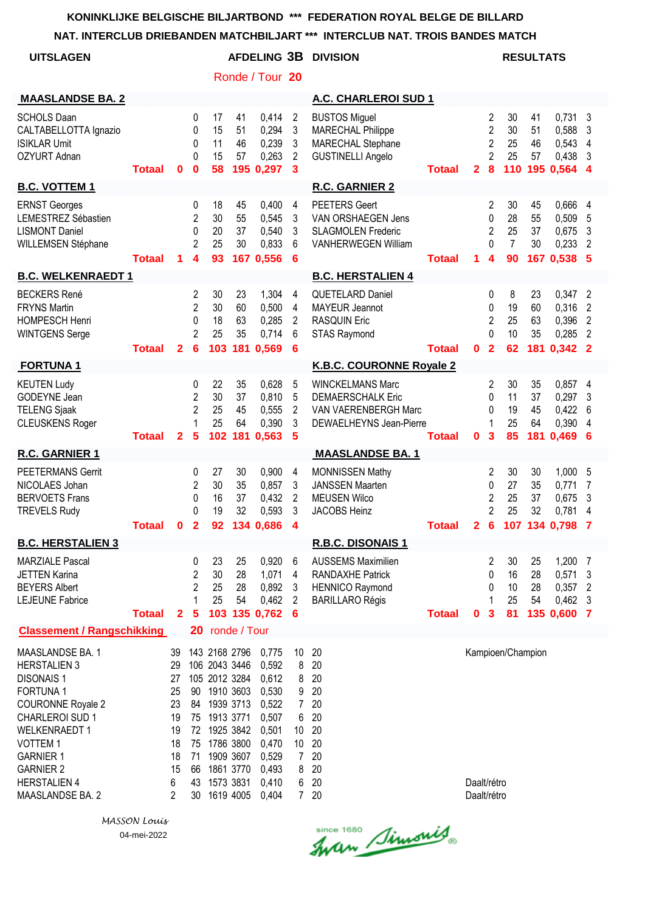KONINKLIJKE BELGISCHE BILJARTBOND *** FEDERATION ROYAL BELGE DE BILLARD

NAT. INTERCLUB DRIEBANDEN MATCHBILJART *** INTERCLUB NAT. TROIS BANDES MATCH

UITSLAGEN — AFDELING 3B DIVISION — RESULTATS

Ronde / Tour **20**

| MAASLANDSE BA. 2 | | | | | | | A.C. CHARLEROI SUD 1 | | | | | | |
|---|---|---|---|---|---|---|---|---|---|---|---|---|---|
| SCHOLS Daan | | 0 | 17 | 41 | 0,414 | 2 | BUSTOS Miguel | | 2 | 30 | 41 | 0,731 | 3 |
| CALTABELLOTTA Ignazio | | 0 | 15 | 51 | 0,294 | 3 | MARECHAL Philippe | | 2 | 30 | 51 | 0,588 | 3 |
| ISIKLAR Umit | | 0 | 11 | 46 | 0,239 | 3 | MARECHAL Stephane | | 2 | 25 | 46 | 0,543 | 4 |
| OZYURT Adnan | | 0 | 15 | 57 | 0,263 | 2 | GUSTINELLI Angelo | | 2 | 25 | 57 | 0,438 | 3 |
| **Totaal** | **0** | **0** | **58** | **195** | **0,297** | **3** | **Totaal** | **2** | **8** | **110** | **195** | **0,564** | **4** |

| B.C. VOTTEM 1 | | | | | | | R.C. GARNIER 2 | | | | | | |
|---|---|---|---|---|---|---|---|---|---|---|---|---|---|
| ERNST Georges | | 0 | 18 | 45 | 0,400 | 4 | PEETERS Geert | | 2 | 30 | 45 | 0,666 | 4 |
| LEMESTREZ Sébastien | | 2 | 30 | 55 | 0,545 | 3 | VAN ORSHAEGEN Jens | | 0 | 28 | 55 | 0,509 | 5 |
| LISMONT Daniel | | 0 | 20 | 37 | 0,540 | 3 | SLAGMOLEN Frederic | | 2 | 25 | 37 | 0,675 | 3 |
| WILLEMSEN Stéphane | | 2 | 25 | 30 | 0,833 | 6 | VANHERWEGEN William | | 0 | 7 | 30 | 0,233 | 2 |
| **Totaal** | **1** | **4** | **93** | **167** | **0,556** | **6** | **Totaal** | **1** | **4** | **90** | **167** | **0,538** | **5** |

| B.C. WELKENRAEDT 1 | | | | | | | B.C. HERSTALIEN 4 | | | | | | |
|---|---|---|---|---|---|---|---|---|---|---|---|---|---|
| BECKERS René | | 2 | 30 | 23 | 1,304 | 4 | QUETELARD Daniel | | 0 | 8 | 23 | 0,347 | 2 |
| FRYNS Martin | | 2 | 30 | 60 | 0,500 | 4 | MAYEUR Jeannot | | 0 | 19 | 60 | 0,316 | 2 |
| HOMPESCH Henri | | 0 | 18 | 63 | 0,285 | 2 | RASQUIN Eric | | 2 | 25 | 63 | 0,396 | 2 |
| WINTGENS Serge | | 2 | 25 | 35 | 0,714 | 6 | STAS Raymond | | 0 | 10 | 35 | 0,285 | 2 |
| **Totaal** | **2** | **6** | **103** | **181** | **0,569** | **6** | **Totaal** | **0** | **2** | **62** | **181** | **0,342** | **2** |

| FORTUNA 1 | | | | | | | K.B.C. COURONNE Royale 2 | | | | | | |
|---|---|---|---|---|---|---|---|---|---|---|---|---|---|
| KEUTEN Ludy | | 0 | 22 | 35 | 0,628 | 5 | WINCKELMANS Marc | | 2 | 30 | 35 | 0,857 | 4 |
| GODEYNE Jean | | 2 | 30 | 37 | 0,810 | 5 | DEMAERSCHALK Eric | | 0 | 11 | 37 | 0,297 | 3 |
| TELENG Sjaak | | 2 | 25 | 45 | 0,555 | 2 | VAN VAERENBERGH Marc | | 0 | 19 | 45 | 0,422 | 6 |
| CLEUSKENS Roger | | 1 | 25 | 64 | 0,390 | 3 | DEWAELHEYNS Jean-Pierre | | 1 | 25 | 64 | 0,390 | 4 |
| **Totaal** | **2** | **5** | **102** | **181** | **0,563** | **5** | **Totaal** | **0** | **3** | **85** | **181** | **0,469** | **6** |

| R.C. GARNIER 1 | | | | | | | MAASLANDSE BA. 1 | | | | | | |
|---|---|---|---|---|---|---|---|---|---|---|---|---|---|
| PEETERMANS Gerrit | | 0 | 27 | 30 | 0,900 | 4 | MONNISSEN Mathy | | 2 | 30 | 30 | 1,000 | 5 |
| NICOLAES Johan | | 2 | 30 | 35 | 0,857 | 3 | JANSSEN Maarten | | 0 | 27 | 35 | 0,771 | 7 |
| BERVOETS Frans | | 0 | 16 | 37 | 0,432 | 2 | MEUSEN Wilco | | 2 | 25 | 37 | 0,675 | 3 |
| TREVELS Rudy | | 0 | 19 | 32 | 0,593 | 3 | JACOBS Heinz | | 2 | 25 | 32 | 0,781 | 4 |
| **Totaal** | **0** | **2** | **92** | **134** | **0,686** | **4** | **Totaal** | **2** | **6** | **107** | **134** | **0,798** | **7** |

| B.C. HERSTALIEN 3 | | | | | | | R.B.C. DISONAIS 1 | | | | | | |
|---|---|---|---|---|---|---|---|---|---|---|---|---|---|
| MARZIALE Pascal | | 0 | 23 | 25 | 0,920 | 6 | AUSSEMS Maximilien | | 2 | 30 | 25 | 1,200 | 7 |
| JETTEN Karina | | 2 | 30 | 28 | 1,071 | 4 | RANDAXHE Patrick | | 0 | 16 | 28 | 0,571 | 3 |
| BEYERS Albert | | 2 | 25 | 28 | 0,892 | 3 | HENNICO Raymond | | 0 | 10 | 28 | 0,357 | 2 |
| LEJEUNE Fabrice | | 1 | 25 | 54 | 0,462 | 2 | BARILLARO Régis | | 1 | 25 | 54 | 0,462 | 3 |
| **Totaal** | **2** | **5** | **103** | **135** | **0,762** | **6** | **Totaal** | **0** | **3** | **81** | **135** | **0,600** | **7** |

## Classement / Rangschikking — 20 ronde / Tour

| | | | | | | | | |
|---|---|---|---|---|---|---|---|---|
| MAASLANDSE BA. 1 | 39 | 143 | 2168 | 2796 | 0,775 | 10 | 20 | Kampioen/Champion |
| HERSTALIEN 3 | 29 | 106 | 2043 | 3446 | 0,592 | 8 | 20 | |
| DISONAIS 1 | 27 | 105 | 2012 | 3284 | 0,612 | 8 | 20 | |
| FORTUNA 1 | 25 | 90 | 1910 | 3603 | 0,530 | 9 | 20 | |
| COURONNE Royale 2 | 23 | 84 | 1939 | 3713 | 0,522 | 7 | 20 | |
| CHARLEROI SUD 1 | 19 | 75 | 1913 | 3771 | 0,507 | 6 | 20 | |
| WELKENRAEDT 1 | 19 | 72 | 1925 | 3842 | 0,501 | 10 | 20 | |
| VOTTEM 1 | 18 | 75 | 1786 | 3800 | 0,470 | 10 | 20 | |
| GARNIER 1 | 18 | 71 | 1909 | 3607 | 0,529 | 7 | 20 | |
| GARNIER 2 | 15 | 66 | 1861 | 3770 | 0,493 | 8 | 20 | |
| HERSTALIEN 4 | 6 | 43 | 1573 | 3831 | 0,410 | 6 | 20 | Daalt/rétro |
| MAASLANDSE BA. 2 | 2 | 30 | 1619 | 4005 | 0,404 | 7 | 20 | Daalt/rétro |

*MASSON Louis*

04-mei-2022

since 1680 Ivan Simonis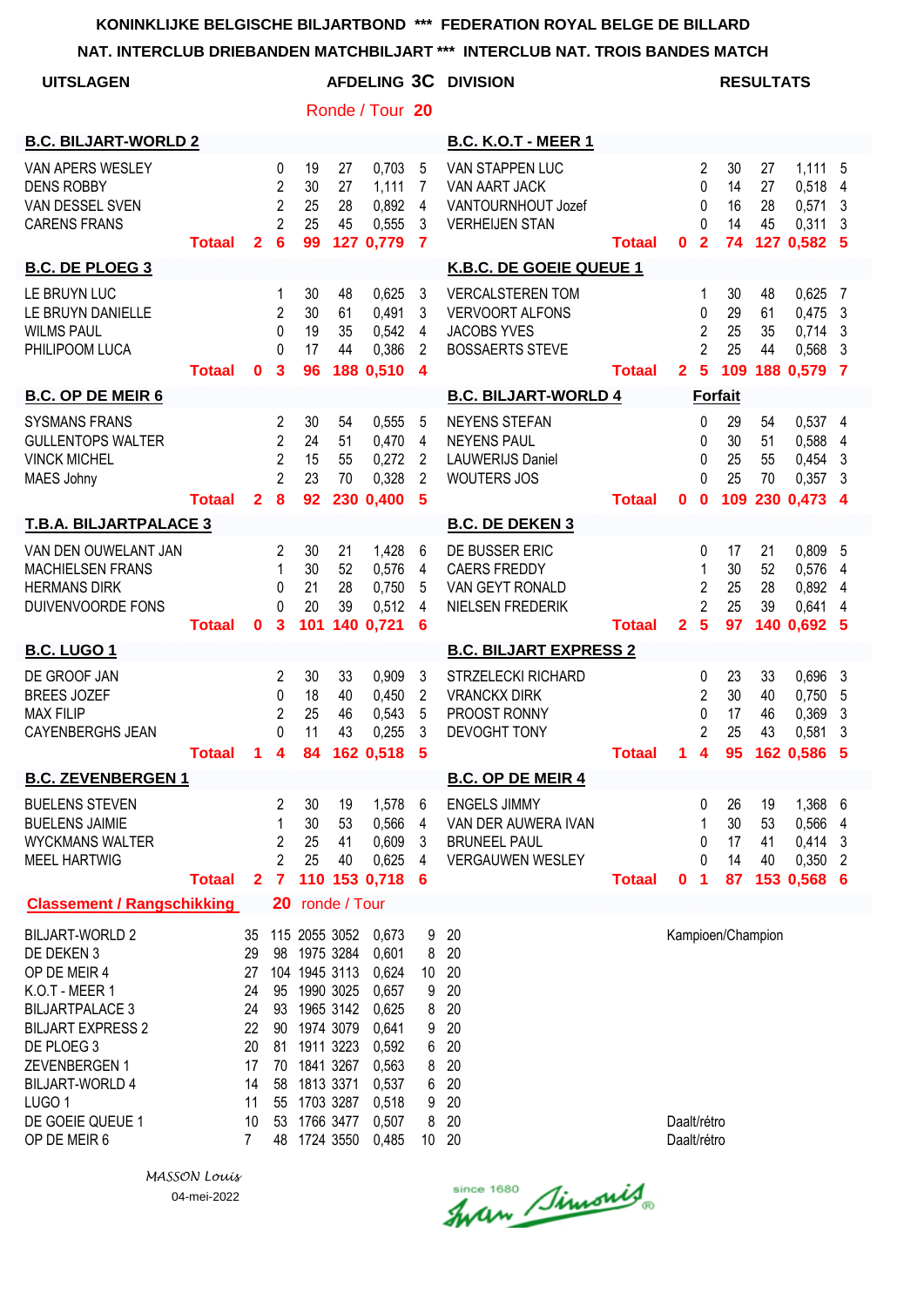KONINKLIJKE BELGISCHE BILJARTBOND *** FEDERATION ROYAL BELGE DE BILLARD

NAT. INTERCLUB DRIEBANDEN MATCHBILJART *** INTERCLUB NAT. TROIS BANDES MATCH

**UITSLAGEN** — **AFDELING 3C DIVISION** — **RESULTATS**

Ronde / Tour **20**

| B.C. BILJART-WORLD 2 | | | | | | | | B.C. K.O.T - MEER 1 | | | | | | | |
|---|---|---|---|---|---|---|---|---|---|---|---|---|---|---|---|
| VAN APERS WESLEY | | 0 | 19 | 27 | 0,703 | 5 | | VAN STAPPEN LUC | | 2 | 30 | 27 | 1,111 | 5 | |
| DENS ROBBY | | 2 | 30 | 27 | 1,111 | 7 | | VAN AART JACK | | 0 | 14 | 27 | 0,518 | 4 | |
| VAN DESSEL SVEN | | 2 | 25 | 28 | 0,892 | 4 | | VANTOURNHOUT Jozef | | 0 | 16 | 28 | 0,571 | 3 | |
| CARENS FRANS | | 2 | 25 | 45 | 0,555 | 3 | | VERHEIJEN STAN | | 0 | 14 | 45 | 0,311 | 3 | |
| **Totaal** | **2** | **6** | **99** | **127** | **0,779** | **7** | | **Totaal** | **0** | **2** | **74** | **127** | **0,582** | **5** | |

| B.C. DE PLOEG 3 | | | | | | | | K.B.C. DE GOEIE QUEUE 1 | | | | | | | |
|---|---|---|---|---|---|---|---|---|---|---|---|---|---|---|---|
| LE BRUYN LUC | | 1 | 30 | 48 | 0,625 | 3 | | VERCALSTEREN TOM | | 1 | 30 | 48 | 0,625 | 7 | |
| LE BRUYN DANIELLE | | 2 | 30 | 61 | 0,491 | 3 | | VERVOORT ALFONS | | 0 | 29 | 61 | 0,475 | 3 | |
| WILMS PAUL | | 0 | 19 | 35 | 0,542 | 4 | | JACOBS YVES | | 2 | 25 | 35 | 0,714 | 3 | |
| PHILIPOOM LUCA | | 0 | 17 | 44 | 0,386 | 2 | | BOSSAERTS STEVE | | 2 | 25 | 44 | 0,568 | 3 | |
| **Totaal** | **0** | **3** | **96** | **188** | **0,510** | **4** | | **Totaal** | **2** | **5** | **109** | **188** | **0,579** | **7** | |

| B.C. OP DE MEIR 6 | | | | | | | | B.C. BILJART-WORLD 4 | **Forfait** | | | | | | |
|---|---|---|---|---|---|---|---|---|---|---|---|---|---|---|---|
| SYSMANS FRANS | | 2 | 30 | 54 | 0,555 | 5 | | NEYENS STEFAN | | 0 | 29 | 54 | 0,537 | 4 | |
| GULLENTOPS WALTER | | 2 | 24 | 51 | 0,470 | 4 | | NEYENS PAUL | | 0 | 30 | 51 | 0,588 | 4 | |
| VINCK MICHEL | | 2 | 15 | 55 | 0,272 | 2 | | LAUWERIJS Daniel | | 0 | 25 | 55 | 0,454 | 3 | |
| MAES Johny | | 2 | 23 | 70 | 0,328 | 2 | | WOUTERS JOS | | 0 | 25 | 70 | 0,357 | 3 | |
| **Totaal** | **2** | **8** | **92** | **230** | **0,400** | **5** | | **Totaal** | **0** | **0** | **109** | **230** | **0,473** | **4** | |

| T.B.A. BILJARTPALACE 3 | | | | | | | | B.C. DE DEKEN 3 | | | | | | | |
|---|---|---|---|---|---|---|---|---|---|---|---|---|---|---|---|
| VAN DEN OUWELANT JAN | | 2 | 30 | 21 | 1,428 | 6 | | DE BUSSER ERIC | | 0 | 17 | 21 | 0,809 | 5 | |
| MACHIELSEN FRANS | | 1 | 30 | 52 | 0,576 | 4 | | CAERS FREDDY | | 1 | 30 | 52 | 0,576 | 4 | |
| HERMANS DIRK | | 0 | 21 | 28 | 0,750 | 5 | | VAN GEYT RONALD | | 2 | 25 | 28 | 0,892 | 4 | |
| DUIVENVOORDE FONS | | 0 | 20 | 39 | 0,512 | 4 | | NIELSEN FREDERIK | | 2 | 25 | 39 | 0,641 | 4 | |
| **Totaal** | **0** | **3** | **101** | **140** | **0,721** | **6** | | **Totaal** | **2** | **5** | **97** | **140** | **0,692** | **5** | |

| B.C. LUGO 1 | | | | | | | | B.C. BILJART EXPRESS 2 | | | | | | | |
|---|---|---|---|---|---|---|---|---|---|---|---|---|---|---|---|
| DE GROOF JAN | | 2 | 30 | 33 | 0,909 | 3 | | STRZELECKI RICHARD | | 0 | 23 | 33 | 0,696 | 3 | |
| BREES JOZEF | | 0 | 18 | 40 | 0,450 | 2 | | VRANCKX DIRK | | 2 | 30 | 40 | 0,750 | 5 | |
| MAX FILIP | | 2 | 25 | 46 | 0,543 | 5 | | PROOST RONNY | | 0 | 17 | 46 | 0,369 | 3 | |
| CAYENBERGHS JEAN | | 0 | 11 | 43 | 0,255 | 3 | | DEVOGHT TONY | | 2 | 25 | 43 | 0,581 | 3 | |
| **Totaal** | **1** | **4** | **84** | **162** | **0,518** | **5** | | **Totaal** | **1** | **4** | **95** | **162** | **0,586** | **5** | |

| B.C. ZEVENBERGEN 1 | | | | | | | | B.C. OP DE MEIR 4 | | | | | | | |
|---|---|---|---|---|---|---|---|---|---|---|---|---|---|---|---|
| BUELENS STEVEN | | 2 | 30 | 19 | 1,578 | 6 | | ENGELS JIMMY | | 0 | 26 | 19 | 1,368 | 6 | |
| BUELENS JAIMIE | | 1 | 30 | 53 | 0,566 | 4 | | VAN DER AUWERA IVAN | | 1 | 30 | 53 | 0,566 | 4 | |
| WYCKMANS WALTER | | 2 | 25 | 41 | 0,609 | 3 | | BRUNEEL PAUL | | 0 | 17 | 41 | 0,414 | 3 | |
| MEEL HARTWIG | | 2 | 25 | 40 | 0,625 | 4 | | VERGAUWEN WESLEY | | 0 | 14 | 40 | 0,350 | 2 | |
| **Totaal** | **2** | **7** | **110** | **153** | **0,718** | **6** | | **Totaal** | **0** | **1** | **87** | **153** | **0,568** | **6** | |

**Classement / Rangschikking** — **20** ronde / Tour

| | | | | | | | | |
|---|---|---|---|---|---|---|---|---|
| BILJART-WORLD 2 | 35 | 115 | 2055 | 3052 | 0,673 | 9 | 20 | Kampioen/Champion |
| DE DEKEN 3 | 29 | 98 | 1975 | 3284 | 0,601 | 8 | 20 | |
| OP DE MEIR 4 | 27 | 104 | 1945 | 3113 | 0,624 | 10 | 20 | |
| K.O.T - MEER 1 | 24 | 95 | 1990 | 3025 | 0,657 | 9 | 20 | |
| BILJARTPALACE 3 | 24 | 93 | 1965 | 3142 | 0,625 | 8 | 20 | |
| BILJART EXPRESS 2 | 22 | 90 | 1974 | 3079 | 0,641 | 9 | 20 | |
| DE PLOEG 3 | 20 | 81 | 1911 | 3223 | 0,592 | 6 | 20 | |
| ZEVENBERGEN 1 | 17 | 70 | 1841 | 3267 | 0,563 | 8 | 20 | |
| BILJART-WORLD 4 | 14 | 58 | 1813 | 3371 | 0,537 | 6 | 20 | |
| LUGO 1 | 11 | 55 | 1703 | 3287 | 0,518 | 9 | 20 | |
| DE GOEIE QUEUE 1 | 10 | 53 | 1766 | 3477 | 0,507 | 8 | 20 | Daalt/rétro |
| OP DE MEIR 6 | 7 | 48 | 1724 | 3550 | 0,485 | 10 | 20 | Daalt/rétro |

*MASSON Louis*
04-mei-2022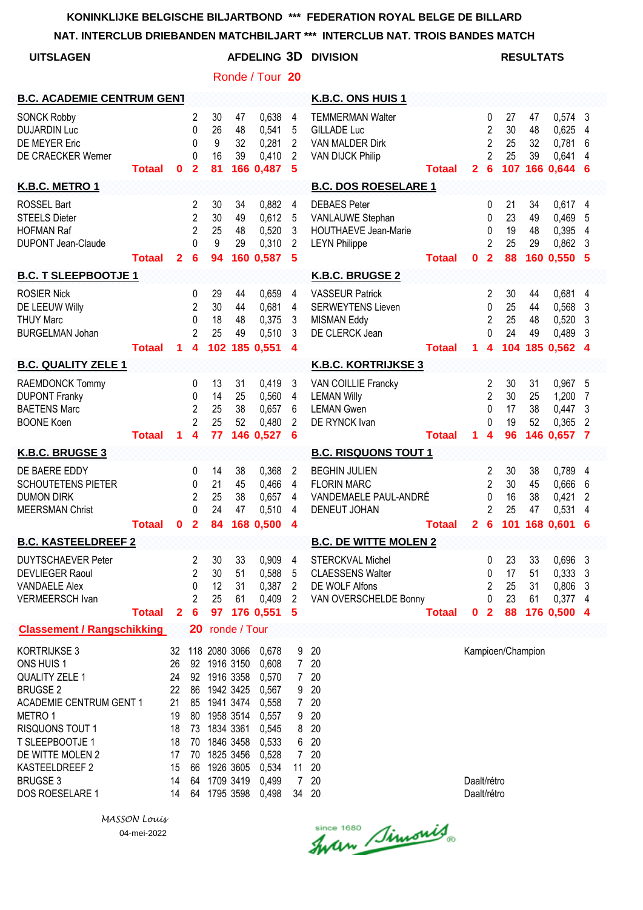KONINKLIJKE BELGISCHE BILJARTBOND *** FEDERATION ROYAL BELGE DE BILLARD

NAT. INTERCLUB DRIEBANDEN MATCHBILJART *** INTERCLUB NAT. TROIS BANDES MATCH

**UITSLAGEN** — **AFDELING 3D DIVISION** — **RESULTATS**

Ronde / Tour **20**

| B.C. ACADEMIE CENTRUM GENT | | | | | | | K.B.C. ONS HUIS 1 | | | | | | |
|---|---|---|---|---|---|---|---|---|---|---|---|---|---|
| SONCK Robby | | 2 | 30 | 47 | 0,638 | 4 | TEMMERMAN Walter | | 0 | 27 | 47 | 0,574 | 3 |
| DUJARDIN Luc | | 0 | 26 | 48 | 0,541 | 5 | GILLADE Luc | | 2 | 30 | 48 | 0,625 | 4 |
| DE MEYER Eric | | 0 | 9 | 32 | 0,281 | 2 | VAN MALDER Dirk | | 2 | 25 | 32 | 0,781 | 6 |
| DE CRAECKER Werner | | 0 | 16 | 39 | 0,410 | 2 | VAN DIJCK Philip | | 2 | 25 | 39 | 0,641 | 4 |
| **Totaal** | **0** | **2** | **81** | **166** | **0,487** | **5** | **Totaal** | **2** | **6** | **107** | **166** | **0,644** | **6** |

| K.B.C. METRO 1 | | | | | | | B.C. DOS ROESELARE 1 | | | | | | |
|---|---|---|---|---|---|---|---|---|---|---|---|---|---|
| ROSSEL Bart | | 2 | 30 | 34 | 0,882 | 4 | DEBAES Peter | | 0 | 21 | 34 | 0,617 | 4 |
| STEELS Dieter | | 2 | 30 | 49 | 0,612 | 5 | VANLAUWE Stephan | | 0 | 23 | 49 | 0,469 | 5 |
| HOFMAN Raf | | 2 | 25 | 48 | 0,520 | 3 | HOUTHAEVE Jean-Marie | | 0 | 19 | 48 | 0,395 | 4 |
| DUPONT Jean-Claude | | 0 | 9 | 29 | 0,310 | 2 | LEYN Philippe | | 2 | 25 | 29 | 0,862 | 3 |
| **Totaal** | **2** | **6** | **94** | **160** | **0,587** | **5** | **Totaal** | **0** | **2** | **88** | **160** | **0,550** | **5** |

| B.C. T SLEEPBOOTJE 1 | | | | | | | K.B.C. BRUGSE 2 | | | | | | |
|---|---|---|---|---|---|---|---|---|---|---|---|---|---|
| ROSIER Nick | | 0 | 29 | 44 | 0,659 | 4 | VASSEUR Patrick | | 2 | 30 | 44 | 0,681 | 4 |
| DE LEEUW Willy | | 2 | 30 | 44 | 0,681 | 4 | SERWEYTENS Lieven | | 0 | 25 | 44 | 0,568 | 3 |
| THUY Marc | | 0 | 18 | 48 | 0,375 | 3 | MISMAN Eddy | | 2 | 25 | 48 | 0,520 | 3 |
| BURGELMAN Johan | | 2 | 25 | 49 | 0,510 | 3 | DE CLERCK Jean | | 0 | 24 | 49 | 0,489 | 3 |
| **Totaal** | **1** | **4** | **102** | **185** | **0,551** | **4** | **Totaal** | **1** | **4** | **104** | **185** | **0,562** | **4** |

| B.C. QUALITY ZELE 1 | | | | | | | K.B.C. KORTRIJKSE 3 | | | | | | |
|---|---|---|---|---|---|---|---|---|---|---|---|---|---|
| RAEMDONCK Tommy | | 0 | 13 | 31 | 0,419 | 3 | VAN COILLIE Francky | | 2 | 30 | 31 | 0,967 | 5 |
| DUPONT Franky | | 0 | 14 | 25 | 0,560 | 4 | LEMAN Willy | | 2 | 30 | 25 | 1,200 | 7 |
| BAETENS Marc | | 2 | 25 | 38 | 0,657 | 6 | LEMAN Gwen | | 0 | 17 | 38 | 0,447 | 3 |
| BOONE Koen | | 2 | 25 | 52 | 0,480 | 2 | DE RYNCK Ivan | | 0 | 19 | 52 | 0,365 | 2 |
| **Totaal** | **1** | **4** | **77** | **146** | **0,527** | **6** | **Totaal** | **1** | **4** | **96** | **146** | **0,657** | **7** |

| K.B.C. BRUGSE 3 | | | | | | | B.C. RISQUONS TOUT 1 | | | | | | |
|---|---|---|---|---|---|---|---|---|---|---|---|---|---|
| DE BAERE EDDY | | 0 | 14 | 38 | 0,368 | 2 | BEGHIN JULIEN | | 2 | 30 | 38 | 0,789 | 4 |
| SCHOUTETENS PIETER | | 0 | 21 | 45 | 0,466 | 4 | FLORIN MARC | | 2 | 30 | 45 | 0,666 | 6 |
| DUMON DIRK | | 2 | 25 | 38 | 0,657 | 4 | VANDEMAELE PAUL-ANDRÉ | | 0 | 16 | 38 | 0,421 | 2 |
| MEERSMAN Christ | | 0 | 24 | 47 | 0,510 | 4 | DENEUT JOHAN | | 2 | 25 | 47 | 0,531 | 4 |
| **Totaal** | **0** | **2** | **84** | **168** | **0,500** | **4** | **Totaal** | **2** | **6** | **101** | **168** | **0,601** | **6** |

| B.C. KASTEELDREEF 2 | | | | | | | B.C. DE WITTE MOLEN 2 | | | | | | |
|---|---|---|---|---|---|---|---|---|---|---|---|---|---|
| DUYTSCHAEVER Peter | | 2 | 30 | 33 | 0,909 | 4 | STERCKVAL Michel | | 0 | 23 | 33 | 0,696 | 3 |
| DEVLIEGER Raoul | | 2 | 30 | 51 | 0,588 | 5 | CLAESSENS Walter | | 0 | 17 | 51 | 0,333 | 3 |
| VANDAELE Alex | | 0 | 12 | 31 | 0,387 | 2 | DE WOLF Alfons | | 2 | 25 | 31 | 0,806 | 3 |
| VERMEERSCH Ivan | | 2 | 25 | 61 | 0,409 | 2 | VAN OVERSCHELDE Bonny | | 0 | 23 | 61 | 0,377 | 4 |
| **Totaal** | **2** | **6** | **97** | **176** | **0,551** | **5** | **Totaal** | **0** | **2** | **88** | **176** | **0,500** | **4** |

**Classement / Rangschikking** — **20** ronde / Tour

| | | | | | | | | |
|---|---|---|---|---|---|---|---|---|
| KORTRIJKSE 3 | 32 | 118 | 2080 | 3066 | 0,678 | 9 | 20 | Kampioen/Champion |
| ONS HUIS 1 | 26 | 92 | 1916 | 3150 | 0,608 | 7 | 20 | |
| QUALITY ZELE 1 | 24 | 92 | 1916 | 3358 | 0,570 | 7 | 20 | |
| BRUGSE 2 | 22 | 86 | 1942 | 3425 | 0,567 | 9 | 20 | |
| ACADEMIE CENTRUM GENT 1 | 21 | 85 | 1941 | 3474 | 0,558 | 7 | 20 | |
| METRO 1 | 19 | 80 | 1958 | 3514 | 0,557 | 9 | 20 | |
| RISQUONS TOUT 1 | 18 | 73 | 1834 | 3361 | 0,545 | 8 | 20 | |
| T SLEEPBOOTJE 1 | 18 | 70 | 1846 | 3458 | 0,533 | 6 | 20 | |
| DE WITTE MOLEN 2 | 17 | 70 | 1825 | 3456 | 0,528 | 7 | 20 | |
| KASTEELDREEF 2 | 15 | 66 | 1926 | 3605 | 0,534 | 11 | 20 | |
| BRUGSE 3 | 14 | 64 | 1709 | 3419 | 0,499 | 7 | 20 | Daalt/rétro |
| DOS ROESELARE 1 | 14 | 64 | 1795 | 3598 | 0,498 | 34 | 20 | Daalt/rétro |

*MASSON Louis*

04-mei-2022

since 1680 Iwan Simonis®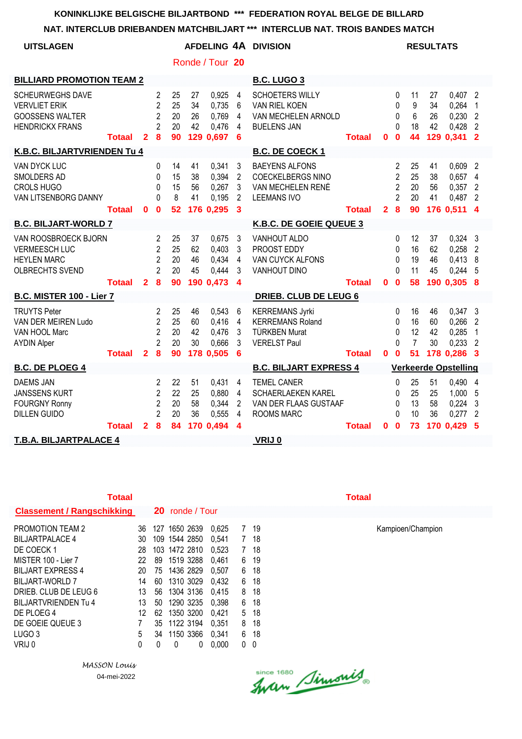KONINKLIJKE BELGISCHE BILJARTBOND *** FEDERATION ROYAL BELGE DE BILLARD

NAT. INTERCLUB DRIEBANDEN MATCHBILJART *** INTERCLUB NAT. TROIS BANDES MATCH

UITSLAGEN — AFDELING 4A DIVISION — RESULTATS

Ronde / Tour 20

| BILLIARD PROMOTION TEAM 2 | | | | | | | | B.C. LUGO 3 | | | | | | |
|---|---|---|---|---|---|---|---|---|---|---|---|---|---|---|
| SCHEURWEGHS DAVE | | 2 | 25 | 27 | 0,925 | 4 | | SCHOETERS WILLY | | 0 | 11 | 27 | 0,407 | 2 |
| VERVLIET ERIK | | 2 | 25 | 34 | 0,735 | 6 | | VAN RIEL KOEN | | 0 | 9 | 34 | 0,264 | 1 |
| GOOSSENS WALTER | | 2 | 20 | 26 | 0,769 | 4 | | VAN MECHELEN ARNOLD | | 0 | 6 | 26 | 0,230 | 2 |
| HENDRICKX FRANS | | 2 | 20 | 42 | 0,476 | 4 | | BUELENS JAN | | 0 | 18 | 42 | 0,428 | 2 |
| Totaal | 2 | 8 | 90 | 129 | 0,697 | 6 | | Totaal | 0 | 0 | 44 | 129 | 0,341 | 2 |

| K.B.C. BILJARTVRIENDEN Tu 4 | | | | | | | | B.C. DE COECK 1 | | | | | | |
|---|---|---|---|---|---|---|---|---|---|---|---|---|---|---|
| VAN DYCK LUC | | 0 | 14 | 41 | 0,341 | 3 | | BAEYENS ALFONS | | 2 | 25 | 41 | 0,609 | 2 |
| SMOLDERS AD | | 0 | 15 | 38 | 0,394 | 2 | | COECKELBERGS NINO | | 2 | 25 | 38 | 0,657 | 4 |
| CROLS HUGO | | 0 | 15 | 56 | 0,267 | 3 | | VAN MECHELEN RENÉ | | 2 | 20 | 56 | 0,357 | 2 |
| VAN LITSENBORG DANNY | | 0 | 8 | 41 | 0,195 | 2 | | LEEMANS IVO | | 2 | 20 | 41 | 0,487 | 2 |
| Totaal | 0 | 0 | 52 | 176 | 0,295 | 3 | | Totaal | 2 | 8 | 90 | 176 | 0,511 | 4 |

| B.C. BILJART-WORLD 7 | | | | | | | | K.B.C. DE GOEIE QUEUE 3 | | | | | | |
|---|---|---|---|---|---|---|---|---|---|---|---|---|---|---|
| VAN ROOSBROECK BJORN | | 2 | 25 | 37 | 0,675 | 3 | | VANHOUT ALDO | | 0 | 12 | 37 | 0,324 | 3 |
| VERMEESCH LUC | | 2 | 25 | 62 | 0,403 | 3 | | PROOST EDDY | | 0 | 16 | 62 | 0,258 | 2 |
| HEYLEN MARC | | 2 | 20 | 46 | 0,434 | 4 | | VAN CUYCK ALFONS | | 0 | 19 | 46 | 0,413 | 8 |
| OLBRECHTS SVEND | | 2 | 20 | 45 | 0,444 | 3 | | VANHOUT DINO | | 0 | 11 | 45 | 0,244 | 5 |
| Totaal | 2 | 8 | 90 | 190 | 0,473 | 4 | | Totaal | 0 | 0 | 58 | 190 | 0,305 | 8 |

| B.C. MISTER 100 - Lier 7 | | | | | | | | DRIEB. CLUB DE LEUG 6 | | | | | | |
|---|---|---|---|---|---|---|---|---|---|---|---|---|---|---|
| TRUYTS Peter | | 2 | 25 | 46 | 0,543 | 6 | | KERREMANS Jyrki | | 0 | 16 | 46 | 0,347 | 3 |
| VAN DER MEIREN Ludo | | 2 | 25 | 60 | 0,416 | 4 | | KERREMANS Roland | | 0 | 16 | 60 | 0,266 | 2 |
| VAN HOOL Marc | | 2 | 20 | 42 | 0,476 | 3 | | TÜRKBEN Murat | | 0 | 12 | 42 | 0,285 | 1 |
| AYDIN Alper | | 2 | 20 | 30 | 0,666 | 3 | | VERELST Paul | | 0 | 7 | 30 | 0,233 | 2 |
| Totaal | 2 | 8 | 90 | 178 | 0,505 | 6 | | Totaal | 0 | 0 | 51 | 178 | 0,286 | 3 |

| B.C. DE PLOEG 4 | | | | | | | | B.C. BILJART EXPRESS 4 | Verkeerde Opstelling | | | | | |
|---|---|---|---|---|---|---|---|---|---|---|---|---|---|---|
| DAEMS JAN | | 2 | 22 | 51 | 0,431 | 4 | | TEMEL CANER | | 0 | 25 | 51 | 0,490 | 4 |
| JANSSENS KURT | | 2 | 22 | 25 | 0,880 | 4 | | SCHAERLAEKEN KAREL | | 0 | 25 | 25 | 1,000 | 5 |
| FOURGNY Ronny | | 2 | 20 | 58 | 0,344 | 2 | | VAN DER FLAAS GUSTAAF | | 0 | 13 | 58 | 0,224 | 3 |
| DILLEN GUIDO | | 2 | 20 | 36 | 0,555 | 4 | | ROOMS MARC | | 0 | 10 | 36 | 0,277 | 2 |
| Totaal | 2 | 8 | 84 | 170 | 0,494 | 4 | | Totaal | 0 | 0 | 73 | 170 | 0,429 | 5 |

T.B.A. BILJARTPALACE 4 — VRIJ 0

Classement / Rangschikking — 20 ronde / Tour

| | | | | | | | | |
|---|---|---|---|---|---|---|---|---|
| PROMOTION TEAM 2 | 36 | 127 | 1650 | 2639 | 0,625 | 7 | 19 | Kampioen/Champion |
| BILJARTPALACE 4 | 30 | 109 | 1544 | 2850 | 0,541 | 7 | 18 | |
| DE COECK 1 | 28 | 103 | 1472 | 2810 | 0,523 | 7 | 18 | |
| MISTER 100 - Lier 7 | 22 | 89 | 1519 | 3288 | 0,461 | 6 | 19 | |
| BILJART EXPRESS 4 | 20 | 75 | 1436 | 2829 | 0,507 | 6 | 18 | |
| BILJART-WORLD 7 | 14 | 60 | 1310 | 3029 | 0,432 | 6 | 18 | |
| DRIEB. CLUB DE LEUG 6 | 13 | 56 | 1304 | 3136 | 0,415 | 8 | 18 | |
| BILJARTVRIENDEN Tu 4 | 13 | 50 | 1290 | 3235 | 0,398 | 6 | 18 | |
| DE PLOEG 4 | 12 | 62 | 1350 | 3200 | 0,421 | 5 | 18 | |
| DE GOEIE QUEUE 3 | 7 | 35 | 1122 | 3194 | 0,351 | 8 | 18 | |
| LUGO 3 | 5 | 34 | 1150 | 3366 | 0,341 | 6 | 18 | |
| VRIJ 0 | 0 | 0 | 0 | 0 | 0,000 | 0 | 0 | |

MASSON Louis

04-mei-2022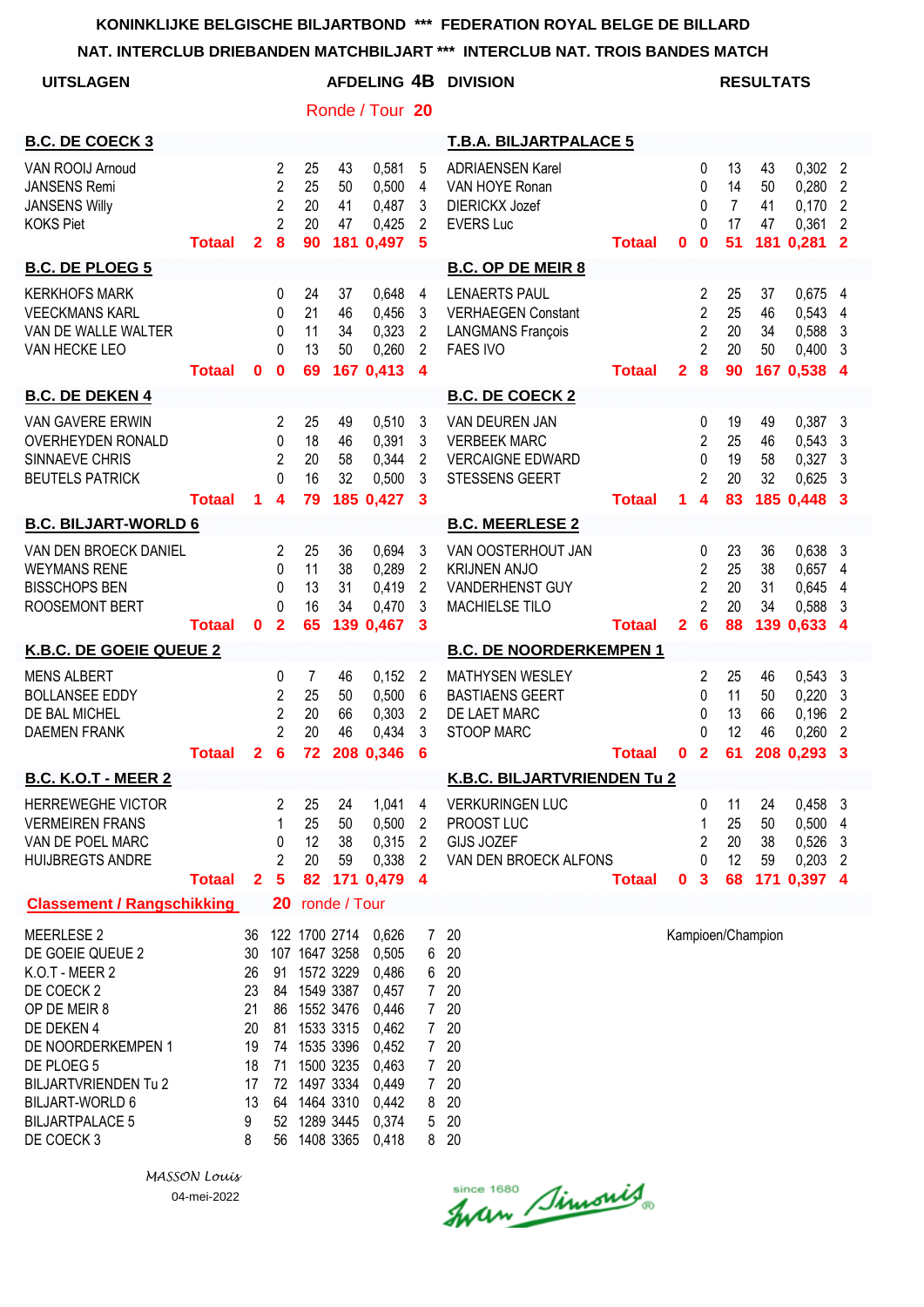**KONINKLIJKE BELGISCHE BILJARTBOND \*\*\* FEDERATION ROYAL BELGE DE BILLARD**

**NAT. INTERCLUB DRIEBANDEN MATCHBILJART \*\*\* INTERCLUB NAT. TROIS BANDES MATCH**

**UITSLAGEN** — **AFDELING 4B DIVISION** — **RESULTATS**

Ronde / Tour **20**

| | | | | | | | | | | | | | | | |
|---|---|---|---|---|---|---|---|---|---|---|---|---|---|---|---|
| **B.C. DE COECK 3** | | | | | | | | **T.B.A. BILJARTPALACE 5** | | | | | | | |
| VAN ROOIJ Arnoud | | 2 | 25 | 43 | 0,581 | 5 | | ADRIAENSEN Karel | | 0 | 13 | 43 | 0,302 | 2 | |
| JANSENS Remi | | 2 | 25 | 50 | 0,500 | 4 | | VAN HOYE Ronan | | 0 | 14 | 50 | 0,280 | 2 | |
| JANSENS Willy | | 2 | 20 | 41 | 0,487 | 3 | | DIERICKX Jozef | | 0 | 7 | 41 | 0,170 | 2 | |
| KOKS Piet | | 2 | 20 | 47 | 0,425 | 2 | | EVERS Luc | | 0 | 17 | 47 | 0,361 | 2 | |
| **Totaal** | **2** | **8** | **90** | **181** | **0,497** | **5** | | **Totaal** | **0** | **0** | **51** | **181** | **0,281** | **2** | |
| **B.C. DE PLOEG 5** | | | | | | | | **B.C. OP DE MEIR 8** | | | | | | | |
| KERKHOFS MARK | | 0 | 24 | 37 | 0,648 | 4 | | LENAERTS PAUL | | 2 | 25 | 37 | 0,675 | 4 | |
| VEECKMANS KARL | | 0 | 21 | 46 | 0,456 | 3 | | VERHAEGEN Constant | | 2 | 25 | 46 | 0,543 | 4 | |
| VAN DE WALLE WALTER | | 0 | 11 | 34 | 0,323 | 2 | | LANGMANS François | | 2 | 20 | 34 | 0,588 | 3 | |
| VAN HECKE LEO | | 0 | 13 | 50 | 0,260 | 2 | | FAES IVO | | 2 | 20 | 50 | 0,400 | 3 | |
| **Totaal** | **0** | **0** | **69** | **167** | **0,413** | **4** | | **Totaal** | **2** | **8** | **90** | **167** | **0,538** | **4** | |
| **B.C. DE DEKEN 4** | | | | | | | | **B.C. DE COECK 2** | | | | | | | |
| VAN GAVERE ERWIN | | 2 | 25 | 49 | 0,510 | 3 | | VAN DEUREN JAN | | 0 | 19 | 49 | 0,387 | 3 | |
| OVERHEYDEN RONALD | | 0 | 18 | 46 | 0,391 | 3 | | VERBEEK MARC | | 2 | 25 | 46 | 0,543 | 3 | |
| SINNAEVE CHRIS | | 2 | 20 | 58 | 0,344 | 2 | | VERCAIGNE EDWARD | | 0 | 19 | 58 | 0,327 | 3 | |
| BEUTELS PATRICK | | 0 | 16 | 32 | 0,500 | 3 | | STESSENS GEERT | | 2 | 20 | 32 | 0,625 | 3 | |
| **Totaal** | **1** | **4** | **79** | **185** | **0,427** | **3** | | **Totaal** | **1** | **4** | **83** | **185** | **0,448** | **3** | |
| **B.C. BILJART-WORLD 6** | | | | | | | | **B.C. MEERLESE 2** | | | | | | | |
| VAN DEN BROECK DANIEL | | 2 | 25 | 36 | 0,694 | 3 | | VAN OOSTERHOUT JAN | | 0 | 23 | 36 | 0,638 | 3 | |
| WEYMANS RENE | | 0 | 11 | 38 | 0,289 | 2 | | KRIJNEN ANJO | | 2 | 25 | 38 | 0,657 | 4 | |
| BISSCHOPS BEN | | 0 | 13 | 31 | 0,419 | 2 | | VANDERHENST GUY | | 2 | 20 | 31 | 0,645 | 4 | |
| ROOSEMONT BERT | | 0 | 16 | 34 | 0,470 | 3 | | MACHIELSE TILO | | 2 | 20 | 34 | 0,588 | 3 | |
| **Totaal** | **0** | **2** | **65** | **139** | **0,467** | **3** | | **Totaal** | **2** | **6** | **88** | **139** | **0,633** | **4** | |
| **K.B.C. DE GOEIE QUEUE 2** | | | | | | | | **B.C. DE NOORDERKEMPEN 1** | | | | | | | |
| MENS ALBERT | | 0 | 7 | 46 | 0,152 | 2 | | MATHYSEN WESLEY | | 2 | 25 | 46 | 0,543 | 3 | |
| BOLLANSEE EDDY | | 2 | 25 | 50 | 0,500 | 6 | | BASTIAENS GEERT | | 0 | 11 | 50 | 0,220 | 3 | |
| DE BAL MICHEL | | 2 | 20 | 66 | 0,303 | 2 | | DE LAET MARC | | 0 | 13 | 66 | 0,196 | 2 | |
| DAEMEN FRANK | | 2 | 20 | 46 | 0,434 | 3 | | STOOP MARC | | 0 | 12 | 46 | 0,260 | 2 | |
| **Totaal** | **2** | **6** | **72** | **208** | **0,346** | **6** | | **Totaal** | **0** | **2** | **61** | **208** | **0,293** | **3** | |
| **B.C. K.O.T - MEER 2** | | | | | | | | **K.B.C. BILJARTVRIENDEN Tu 2** | | | | | | | |
| HERREWEGHE VICTOR | | 2 | 25 | 24 | 1,041 | 4 | | VERKURINGEN LUC | | 0 | 11 | 24 | 0,458 | 3 | |
| VERMEIREN FRANS | | 1 | 25 | 50 | 0,500 | 2 | | PROOST LUC | | 1 | 25 | 50 | 0,500 | 4 | |
| VAN DE POEL MARC | | 0 | 12 | 38 | 0,315 | 2 | | GIJS JOZEF | | 2 | 20 | 38 | 0,526 | 3 | |
| HUIJBREGTS ANDRE | | 2 | 20 | 59 | 0,338 | 2 | | VAN DEN BROECK ALFONS | | 0 | 12 | 59 | 0,203 | 2 | |
| **Totaal** | **2** | **5** | **82** | **171** | **0,479** | **4** | | **Totaal** | **0** | **3** | **68** | **171** | **0,397** | **4** | |

**Classement / Rangschikking** — **20** ronde / Tour

| | | | | | | | | |
|---|---|---|---|---|---|---|---|---|
| MEERLESE 2 | 36 | 122 | 1700 | 2714 | 0,626 | 7 | 20 | Kampioen/Champion |
| DE GOEIE QUEUE 2 | 30 | 107 | 1647 | 3258 | 0,505 | 6 | 20 | |
| K.O.T - MEER 2 | 26 | 91 | 1572 | 3229 | 0,486 | 6 | 20 | |
| DE COECK 2 | 23 | 84 | 1549 | 3387 | 0,457 | 7 | 20 | |
| OP DE MEIR 8 | 21 | 86 | 1552 | 3476 | 0,446 | 7 | 20 | |
| DE DEKEN 4 | 20 | 81 | 1533 | 3315 | 0,462 | 7 | 20 | |
| DE NOORDERKEMPEN 1 | 19 | 74 | 1535 | 3396 | 0,452 | 7 | 20 | |
| DE PLOEG 5 | 18 | 71 | 1500 | 3235 | 0,463 | 7 | 20 | |
| BILJARTVRIENDEN Tu 2 | 17 | 72 | 1497 | 3334 | 0,449 | 7 | 20 | |
| BILJART-WORLD 6 | 13 | 64 | 1464 | 3310 | 0,442 | 8 | 20 | |
| BILJARTPALACE 5 | 9 | 52 | 1289 | 3445 | 0,374 | 5 | 20 | |
| DE COECK 3 | 8 | 56 | 1408 | 3365 | 0,418 | 8 | 20 | |

*MASSON Louis*

04-mei-2022

since 1680 Iwan Simonis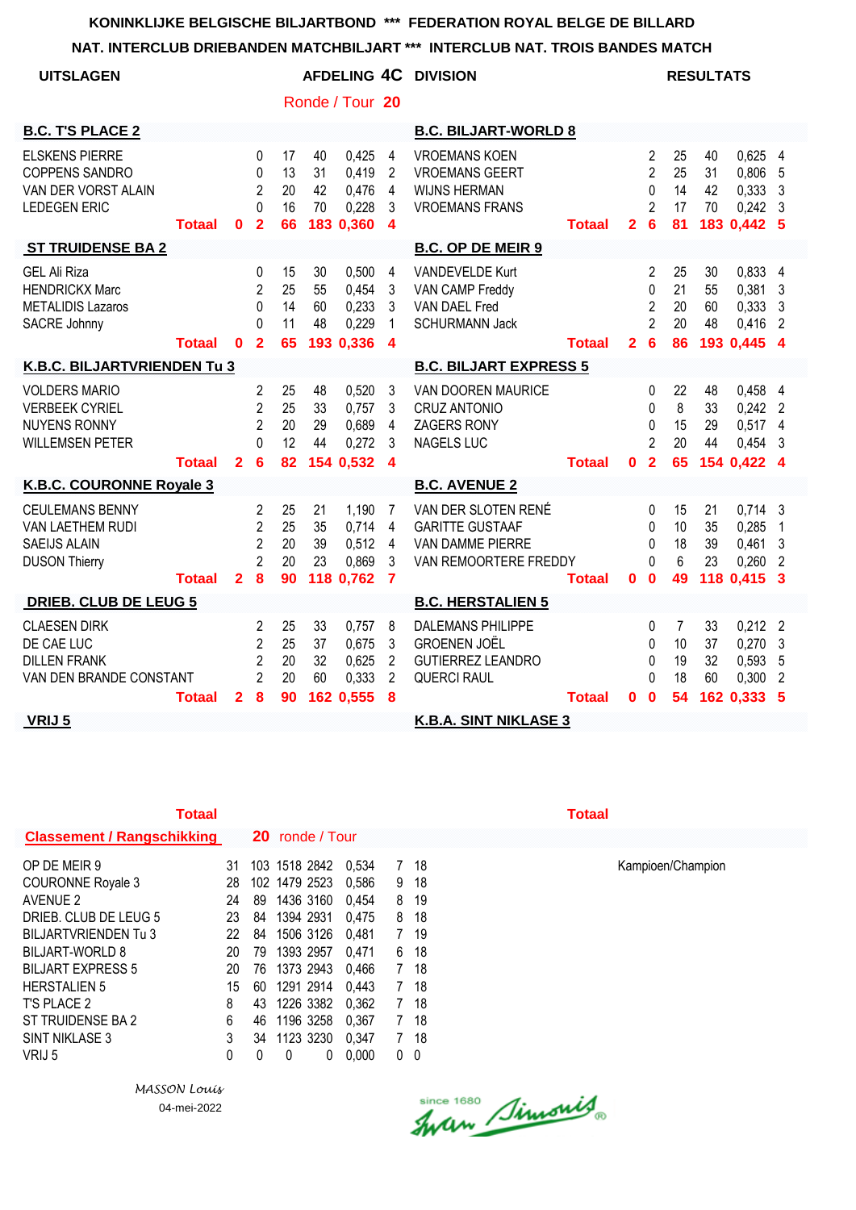KONINKLIJKE BELGISCHE BILJARTBOND *** FEDERATION ROYAL BELGE DE BILLARD

NAT. INTERCLUB DRIEBANDEN MATCHBILJART *** INTERCLUB NAT. TROIS BANDES MATCH

**UITSLAGEN** — **AFDELING 4C DIVISION** — **RESULTATS**

Ronde / Tour **20**

| B.C. T'S PLACE 2 | | | | | | | | B.C. BILJART-WORLD 8 | | | | | | | |
|---|---|---|---|---|---|---|---|---|---|---|---|---|---|---|---|
| ELSKENS PIERRE | | 0 | 17 | 40 | 0,425 | 4 | | VROEMANS KOEN | | 2 | 25 | 40 | 0,625 | 4 | |
| COPPENS SANDRO | | 0 | 13 | 31 | 0,419 | 2 | | VROEMANS GEERT | | 2 | 25 | 31 | 0,806 | 5 | |
| VAN DER VORST ALAIN | | 2 | 20 | 42 | 0,476 | 4 | | WIJNS HERMAN | | 0 | 14 | 42 | 0,333 | 3 | |
| LEDEGEN ERIC | | 0 | 16 | 70 | 0,228 | 3 | | VROEMANS FRANS | | 2 | 17 | 70 | 0,242 | 3 | |
| **Totaal** | **0** | **2** | **66** | **183** | **0,360** | **4** | | **Totaal** | **2** | **6** | **81** | **183** | **0,442** | **5** | |

| ST TRUIDENSE BA 2 | | | | | | | | B.C. OP DE MEIR 9 | | | | | | | |
|---|---|---|---|---|---|---|---|---|---|---|---|---|---|---|---|
| GEL Ali Riza | | 0 | 15 | 30 | 0,500 | 4 | | VANDEVELDE Kurt | | 2 | 25 | 30 | 0,833 | 4 | |
| HENDRICKX Marc | | 2 | 25 | 55 | 0,454 | 3 | | VAN CAMP Freddy | | 0 | 21 | 55 | 0,381 | 3 | |
| METALIDIS Lazaros | | 0 | 14 | 60 | 0,233 | 3 | | VAN DAEL Fred | | 2 | 20 | 60 | 0,333 | 3 | |
| SACRE Johnny | | 0 | 11 | 48 | 0,229 | 1 | | SCHURMANN Jack | | 2 | 20 | 48 | 0,416 | 2 | |
| **Totaal** | **0** | **2** | **65** | **193** | **0,336** | **4** | | **Totaal** | **2** | **6** | **86** | **193** | **0,445** | **4** | |

| K.B.C. BILJARTVRIENDEN Tu 3 | | | | | | | | B.C. BILJART EXPRESS 5 | | | | | | | |
|---|---|---|---|---|---|---|---|---|---|---|---|---|---|---|---|
| VOLDERS MARIO | | 2 | 25 | 48 | 0,520 | 3 | | VAN DOOREN MAURICE | | 0 | 22 | 48 | 0,458 | 4 | |
| VERBEEK CYRIEL | | 2 | 25 | 33 | 0,757 | 3 | | CRUZ ANTONIO | | 0 | 8 | 33 | 0,242 | 2 | |
| NUYENS RONNY | | 2 | 20 | 29 | 0,689 | 4 | | ZAGERS RONY | | 0 | 15 | 29 | 0,517 | 4 | |
| WILLEMSEN PETER | | 0 | 12 | 44 | 0,272 | 3 | | NAGELS LUC | | 2 | 20 | 44 | 0,454 | 3 | |
| **Totaal** | **2** | **6** | **82** | **154** | **0,532** | **4** | | **Totaal** | **0** | **2** | **65** | **154** | **0,422** | **4** | |

| K.B.C. COURONNE Royale 3 | | | | | | | | B.C. AVENUE 2 | | | | | | | |
|---|---|---|---|---|---|---|---|---|---|---|---|---|---|---|---|
| CEULEMANS BENNY | | 2 | 25 | 21 | 1,190 | 7 | | VAN DER SLOTEN RENÉ | | 0 | 15 | 21 | 0,714 | 3 | |
| VAN LAETHEM RUDI | | 2 | 25 | 35 | 0,714 | 4 | | GARITTE GUSTAAF | | 0 | 10 | 35 | 0,285 | 1 | |
| SAEIJS ALAIN | | 2 | 20 | 39 | 0,512 | 4 | | VAN DAMME PIERRE | | 0 | 18 | 39 | 0,461 | 3 | |
| DUSON Thierry | | 2 | 20 | 23 | 0,869 | 3 | | VAN REMOORTERE FREDDY | | 0 | 6 | 23 | 0,260 | 2 | |
| **Totaal** | **2** | **8** | **90** | **118** | **0,762** | **7** | | **Totaal** | **0** | **0** | **49** | **118** | **0,415** | **3** | |

| DRIEB. CLUB DE LEUG 5 | | | | | | | | B.C. HERSTALIEN 5 | | | | | | | |
|---|---|---|---|---|---|---|---|---|---|---|---|---|---|---|---|
| CLAESEN DIRK | | 2 | 25 | 33 | 0,757 | 8 | | DALEMANS PHILIPPE | | 0 | 7 | 33 | 0,212 | 2 | |
| DE CAE LUC | | 2 | 25 | 37 | 0,675 | 3 | | GROENEN JOËL | | 0 | 10 | 37 | 0,270 | 3 | |
| DILLEN FRANK | | 2 | 20 | 32 | 0,625 | 2 | | GUTIERREZ LEANDRO | | 0 | 19 | 32 | 0,593 | 5 | |
| VAN DEN BRANDE CONSTANT | | 2 | 20 | 60 | 0,333 | 2 | | QUERCI RAUL | | 0 | 18 | 60 | 0,300 | 2 | |
| **Totaal** | **2** | **8** | **90** | **162** | **0,555** | **8** | | **Totaal** | **0** | **0** | **54** | **162** | **0,333** | **5** | |

| VRIJ 5 | K.B.A. SINT NIKLASE 3 |
|---|---|
| **Totaal** | **Totaal** |

**Classement / Rangschikking** — **20** ronde / Tour

| | | | | | | | |
|---|---|---|---|---|---|---|---|
| OP DE MEIR 9 | 31 | 103 | 1518 | 2842 | 0,534 | 7 | 18 |
| COURONNE Royale 3 | 28 | 102 | 1479 | 2523 | 0,586 | 9 | 18 |
| AVENUE 2 | 24 | 89 | 1436 | 3160 | 0,454 | 8 | 19 |
| DRIEB. CLUB DE LEUG 5 | 23 | 84 | 1394 | 2931 | 0,475 | 8 | 18 |
| BILJARTVRIENDEN Tu 3 | 22 | 84 | 1506 | 3126 | 0,481 | 7 | 19 |
| BILJART-WORLD 8 | 20 | 79 | 1393 | 2957 | 0,471 | 6 | 18 |
| BILJART EXPRESS 5 | 20 | 76 | 1373 | 2943 | 0,466 | 7 | 18 |
| HERSTALIEN 5 | 15 | 60 | 1291 | 2914 | 0,443 | 7 | 18 |
| T'S PLACE 2 | 8 | 43 | 1226 | 3382 | 0,362 | 7 | 18 |
| ST TRUIDENSE BA 2 | 6 | 46 | 1196 | 3258 | 0,367 | 7 | 18 |
| SINT NIKLASE 3 | 3 | 34 | 1123 | 3230 | 0,347 | 7 | 18 |
| VRIJ 5 | 0 | 0 | 0 | 0 | 0,000 | 0 | 0 |

Kampioen/Champion

*MASSON Louis*

04-mei-2022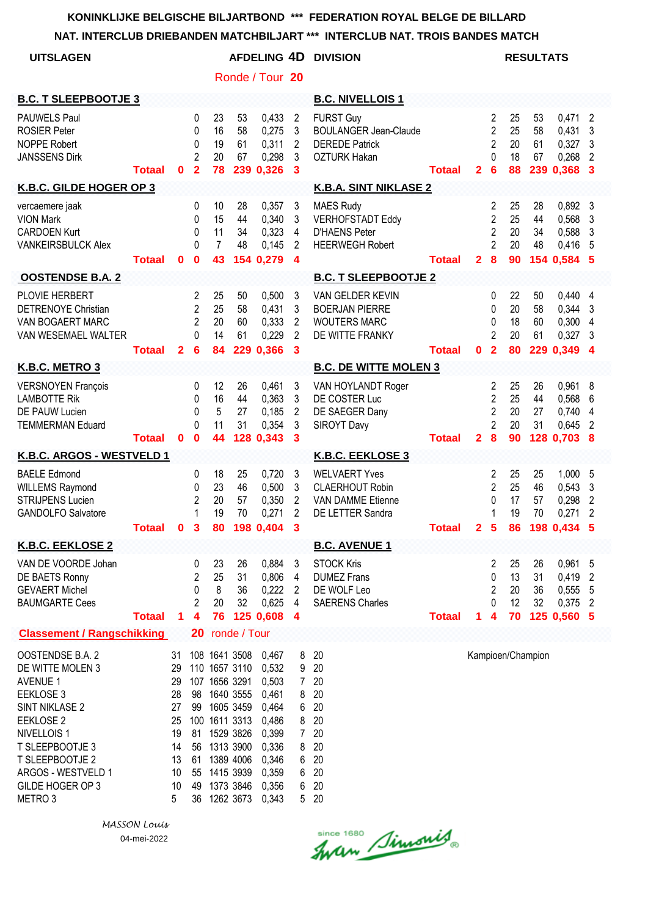KONINKLIJKE BELGISCHE BILJARTBOND *** FEDERATION ROYAL BELGE DE BILLARD

NAT. INTERCLUB DRIEBANDEN MATCHBILJART *** INTERCLUB NAT. TROIS BANDES MATCH

UITSLAGEN — AFDELING 4D DIVISION — RESULTATS

Ronde / Tour **20**

| B.C. T SLEEPBOOTJE 3 | | | | | | | B.C. NIVELLOIS 1 | | | | | | |
|---|---|---|---|---|---|---|---|---|---|---|---|---|---|
| PAUWELS Paul | | 0 | 23 | 53 | 0,433 | 2 | FURST Guy | | 2 | 25 | 53 | 0,471 | 2 |
| ROSIER Peter | | 0 | 16 | 58 | 0,275 | 3 | BOULANGER Jean-Claude | | 2 | 25 | 58 | 0,431 | 3 |
| NOPPE Robert | | 0 | 19 | 61 | 0,311 | 2 | DEREDE Patrick | | 2 | 20 | 61 | 0,327 | 3 |
| JANSSENS Dirk | | 2 | 20 | 67 | 0,298 | 3 | OZTURK Hakan | | 0 | 18 | 67 | 0,268 | 2 |
| **Totaal** | **0** | **2** | **78** | **239** | **0,326** | **3** | **Totaal** | **2** | **6** | **88** | **239** | **0,368** | **3** |

| K.B.C. GILDE HOGER OP 3 | | | | | | | K.B.A. SINT NIKLASE 2 | | | | | | |
|---|---|---|---|---|---|---|---|---|---|---|---|---|---|
| vercaemere jaak | | 0 | 10 | 28 | 0,357 | 3 | MAES Rudy | | 2 | 25 | 28 | 0,892 | 3 |
| VION Mark | | 0 | 15 | 44 | 0,340 | 3 | VERHOFSTADT Eddy | | 2 | 25 | 44 | 0,568 | 3 |
| CARDOEN Kurt | | 0 | 11 | 34 | 0,323 | 4 | D'HAENS Peter | | 2 | 20 | 34 | 0,588 | 3 |
| VANKEIRSBULCK Alex | | 0 | 7 | 48 | 0,145 | 2 | HEERWEGH Robert | | 2 | 20 | 48 | 0,416 | 5 |
| **Totaal** | **0** | **0** | **43** | **154** | **0,279** | **4** | **Totaal** | **2** | **8** | **90** | **154** | **0,584** | **5** |

| OOSTENDSE B.A. 2 | | | | | | | B.C. T SLEEPBOOTJE 2 | | | | | | |
|---|---|---|---|---|---|---|---|---|---|---|---|---|---|
| PLOVIE HERBERT | | 2 | 25 | 50 | 0,500 | 3 | VAN GELDER KEVIN | | 0 | 22 | 50 | 0,440 | 4 |
| DETRENOYE Christian | | 2 | 25 | 58 | 0,431 | 3 | BOERJAN PIERRE | | 0 | 20 | 58 | 0,344 | 3 |
| VAN BOGAERT MARC | | 2 | 20 | 60 | 0,333 | 2 | WOUTERS MARC | | 0 | 18 | 60 | 0,300 | 4 |
| VAN WESEMAEL WALTER | | 0 | 14 | 61 | 0,229 | 2 | DE WITTE FRANKY | | 2 | 20 | 61 | 0,327 | 3 |
| **Totaal** | **2** | **6** | **84** | **229** | **0,366** | **3** | **Totaal** | **0** | **2** | **80** | **229** | **0,349** | **4** |

| K.B.C. METRO 3 | | | | | | | B.C. DE WITTE MOLEN 3 | | | | | | |
|---|---|---|---|---|---|---|---|---|---|---|---|---|---|
| VERSNOYEN François | | 0 | 12 | 26 | 0,461 | 3 | VAN HOYLANDT Roger | | 2 | 25 | 26 | 0,961 | 8 |
| LAMBOTTE Rik | | 0 | 16 | 44 | 0,363 | 3 | DE COSTER Luc | | 2 | 25 | 44 | 0,568 | 6 |
| DE PAUW Lucien | | 0 | 5 | 27 | 0,185 | 2 | DE SAEGER Dany | | 2 | 20 | 27 | 0,740 | 4 |
| TEMMERMAN Eduard | | 0 | 11 | 31 | 0,354 | 3 | SIROYT Davy | | 2 | 20 | 31 | 0,645 | 2 |
| **Totaal** | **0** | **0** | **44** | **128** | **0,343** | **3** | **Totaal** | **2** | **8** | **90** | **128** | **0,703** | **8** |

| K.B.C. ARGOS - WESTVELD 1 | | | | | | | K.B.C. EEKLOSE 3 | | | | | | |
|---|---|---|---|---|---|---|---|---|---|---|---|---|---|
| BAELE Edmond | | 0 | 18 | 25 | 0,720 | 3 | WELVAERT Yves | | 2 | 25 | 25 | 1,000 | 5 |
| WILLEMS Raymond | | 0 | 23 | 46 | 0,500 | 3 | CLAERHOUT Robin | | 2 | 25 | 46 | 0,543 | 3 |
| STRIJPENS Lucien | | 2 | 20 | 57 | 0,350 | 2 | VAN DAMME Etienne | | 0 | 17 | 57 | 0,298 | 2 |
| GANDOLFO Salvatore | | 1 | 19 | 70 | 0,271 | 2 | DE LETTER Sandra | | 1 | 19 | 70 | 0,271 | 2 |
| **Totaal** | **0** | **3** | **80** | **198** | **0,404** | **3** | **Totaal** | **2** | **5** | **86** | **198** | **0,434** | **5** |

| K.B.C. EEKLOSE 2 | | | | | | | B.C. AVENUE 1 | | | | | | |
|---|---|---|---|---|---|---|---|---|---|---|---|---|---|
| VAN DE VOORDE Johan | | 0 | 23 | 26 | 0,884 | 3 | STOCK Kris | | 2 | 25 | 26 | 0,961 | 5 |
| DE BAETS Ronny | | 2 | 25 | 31 | 0,806 | 4 | DUMEZ Frans | | 0 | 13 | 31 | 0,419 | 2 |
| GEVAERT Michel | | 0 | 8 | 36 | 0,222 | 2 | DE WOLF Leo | | 2 | 20 | 36 | 0,555 | 5 |
| BAUMGARTE Cees | | 2 | 20 | 32 | 0,625 | 4 | SAERENS Charles | | 0 | 12 | 32 | 0,375 | 2 |
| **Totaal** | **1** | **4** | **76** | **125** | **0,608** | **4** | **Totaal** | **1** | **4** | **70** | **125** | **0,560** | **5** |

**Classement / Rangschikking** — **20** ronde / Tour

| | | | | | | | | |
|---|---|---|---|---|---|---|---|---|
| OOSTENDSE B.A. 2 | 31 | 108 | 1641 | 3508 | 0,467 | 8 | 20 | Kampioen/Champion |
| DE WITTE MOLEN 3 | 29 | 110 | 1657 | 3110 | 0,532 | 9 | 20 | |
| AVENUE 1 | 29 | 107 | 1656 | 3291 | 0,503 | 7 | 20 | |
| EEKLOSE 3 | 28 | 98 | 1640 | 3555 | 0,461 | 8 | 20 | |
| SINT NIKLASE 2 | 27 | 99 | 1605 | 3459 | 0,464 | 6 | 20 | |
| EEKLOSE 2 | 25 | 100 | 1611 | 3313 | 0,486 | 8 | 20 | |
| NIVELLOIS 1 | 19 | 81 | 1529 | 3826 | 0,399 | 7 | 20 | |
| T SLEEPBOOTJE 3 | 14 | 56 | 1313 | 3900 | 0,336 | 8 | 20 | |
| T SLEEPBOOTJE 2 | 13 | 61 | 1389 | 4006 | 0,346 | 6 | 20 | |
| ARGOS - WESTVELD 1 | 10 | 55 | 1415 | 3939 | 0,359 | 6 | 20 | |
| GILDE HOGER OP 3 | 10 | 49 | 1373 | 3846 | 0,356 | 6 | 20 | |
| METRO 3 | 5 | 36 | 1262 | 3673 | 0,343 | 5 | 20 | |

MASSON Louis

04-mei-2022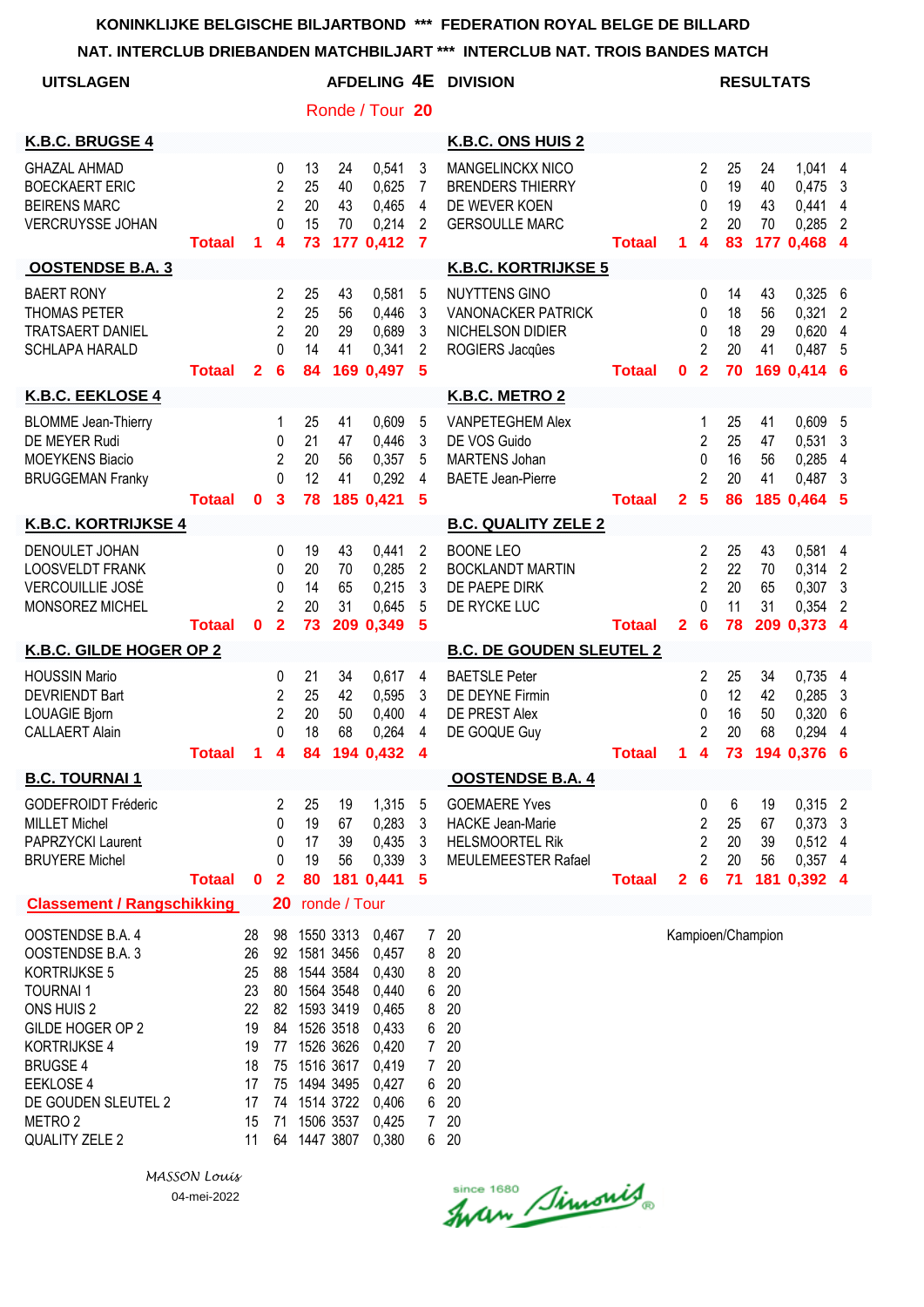KONINKLIJKE BELGISCHE BILJARTBOND *** FEDERATION ROYAL BELGE DE BILLARD

NAT. INTERCLUB DRIEBANDEN MATCHBILJART *** INTERCLUB NAT. TROIS BANDES MATCH

**UITSLAGEN** — **AFDELING 4E DIVISION** — **RESULTATS**

Ronde / Tour **20**

| K.B.C. BRUGGE 4 | | | | | | | K.B.C. ONS HUIS 2 | | | | | | |
|---|---|---|---|---|---|---|---|---|---|---|---|---|---|
| GHAZAL AHMAD | | 0 | 13 | 24 | 0,541 | 3 | MANGELINCKX NICO | | 2 | 25 | 24 | 1,041 | 4 |
| BOECKAERT ERIC | | 2 | 25 | 40 | 0,625 | 7 | BRENDERS THIERRY | | 0 | 19 | 40 | 0,475 | 3 |
| BEIRENS MARC | | 2 | 20 | 43 | 0,465 | 4 | DE WEVER KOEN | | 0 | 19 | 43 | 0,441 | 4 |
| VERCRUYSSE JOHAN | | 0 | 15 | 70 | 0,214 | 2 | GERSOULLE MARC | | 2 | 20 | 70 | 0,285 | 2 |
| **Totaal** | **1** | **4** | **73** | **177** | **0,412** | **7** | **Totaal** | **1** | **4** | **83** | **177** | **0,468** | **4** |

| OOSTENDSE B.A. 3 | | | | | | | K.B.C. KORTRIJKSE 5 | | | | | | |
|---|---|---|---|---|---|---|---|---|---|---|---|---|---|
| BAERT RONY | | 2 | 25 | 43 | 0,581 | 5 | NUYTTENS GINO | | 0 | 14 | 43 | 0,325 | 6 |
| THOMAS PETER | | 2 | 25 | 56 | 0,446 | 3 | VANONACKER PATRICK | | 0 | 18 | 56 | 0,321 | 2 |
| TRATSAERT DANIEL | | 2 | 20 | 29 | 0,689 | 3 | NICHELSON DIDIER | | 0 | 18 | 29 | 0,620 | 4 |
| SCHLAPA HARALD | | 0 | 14 | 41 | 0,341 | 2 | ROGIERS Jacqûes | | 2 | 20 | 41 | 0,487 | 5 |
| **Totaal** | **2** | **6** | **84** | **169** | **0,497** | **5** | **Totaal** | **0** | **2** | **70** | **169** | **0,414** | **6** |

| K.B.C. EEKLOSE 4 | | | | | | | K.B.C. METRO 2 | | | | | | |
|---|---|---|---|---|---|---|---|---|---|---|---|---|---|
| BLOMME Jean-Thierry | | 1 | 25 | 41 | 0,609 | 5 | VANPETEGHEM Alex | | 1 | 25 | 41 | 0,609 | 5 |
| DE MEYER Rudi | | 0 | 21 | 47 | 0,446 | 3 | DE VOS Guido | | 2 | 25 | 47 | 0,531 | 3 |
| MOEYKENS Biacio | | 2 | 20 | 56 | 0,357 | 5 | MARTENS Johan | | 0 | 16 | 56 | 0,285 | 4 |
| BRUGGEMAN Franky | | 0 | 12 | 41 | 0,292 | 4 | BAETE Jean-Pierre | | 2 | 20 | 41 | 0,487 | 3 |
| **Totaal** | **0** | **3** | **78** | **185** | **0,421** | **5** | **Totaal** | **2** | **5** | **86** | **185** | **0,464** | **5** |

| K.B.C. KORTRIJKSE 4 | | | | | | | B.C. QUALITY ZELE 2 | | | | | | |
|---|---|---|---|---|---|---|---|---|---|---|---|---|---|
| DENOULET JOHAN | | 0 | 19 | 43 | 0,441 | 2 | BOONE LEO | | 2 | 25 | 43 | 0,581 | 4 |
| LOOSVELDT FRANK | | 0 | 20 | 70 | 0,285 | 2 | BOCKLANDT MARTIN | | 2 | 22 | 70 | 0,314 | 2 |
| VERCOUILLIE JOSÉ | | 0 | 14 | 65 | 0,215 | 3 | DE PAEPE DIRK | | 2 | 20 | 65 | 0,307 | 3 |
| MONSOREZ MICHEL | | 2 | 20 | 31 | 0,645 | 5 | DE RYCKE LUC | | 0 | 11 | 31 | 0,354 | 2 |
| **Totaal** | **0** | **2** | **73** | **209** | **0,349** | **5** | **Totaal** | **2** | **6** | **78** | **209** | **0,373** | **4** |

| K.B.C. GILDE HOGER OP 2 | | | | | | | B.C. DE GOUDEN SLEUTEL 2 | | | | | | |
|---|---|---|---|---|---|---|---|---|---|---|---|---|---|
| HOUSSIN Mario | | 0 | 21 | 34 | 0,617 | 4 | BAETSLE Peter | | 2 | 25 | 34 | 0,735 | 4 |
| DEVRIENDT Bart | | 2 | 25 | 42 | 0,595 | 3 | DE DEYNE Firmin | | 0 | 12 | 42 | 0,285 | 3 |
| LOUAGIE Bjorn | | 2 | 20 | 50 | 0,400 | 4 | DE PREST Alex | | 0 | 16 | 50 | 0,320 | 6 |
| CALLAERT Alain | | 0 | 18 | 68 | 0,264 | 4 | DE GOQUE Guy | | 2 | 20 | 68 | 0,294 | 4 |
| **Totaal** | **1** | **4** | **84** | **194** | **0,432** | **4** | **Totaal** | **1** | **4** | **73** | **194** | **0,376** | **6** |

| B.C. TOURNAI 1 | | | | | | | OOSTENDSE B.A. 4 | | | | | | |
|---|---|---|---|---|---|---|---|---|---|---|---|---|---|
| GODEFROIDT Fréderic | | 2 | 25 | 19 | 1,315 | 5 | GOEMAERE Yves | | 0 | 6 | 19 | 0,315 | 2 |
| MILLET Michel | | 0 | 19 | 67 | 0,283 | 3 | HACKE Jean-Marie | | 2 | 25 | 67 | 0,373 | 3 |
| PAPRZYCKI Laurent | | 0 | 17 | 39 | 0,435 | 3 | HELSMOORTEL Rik | | 2 | 20 | 39 | 0,512 | 4 |
| BRUYERE Michel | | 0 | 19 | 56 | 0,339 | 3 | MEULEMEESTER Rafael | | 2 | 20 | 56 | 0,357 | 4 |
| **Totaal** | **0** | **2** | **80** | **181** | **0,441** | **5** | **Totaal** | **2** | **6** | **71** | **181** | **0,392** | **4** |

**Classement / Rangschikking** — **20** ronde / Tour

| | | | | | | | | |
|---|---|---|---|---|---|---|---|---|
| OOSTENDSE B.A. 4 | 28 | 98 | 1550 | 3313 | 0,467 | 7 | 20 | Kampioen/Champion |
| OOSTENDSE B.A. 3 | 26 | 92 | 1581 | 3456 | 0,457 | 8 | 20 | |
| KORTRIJKSE 5 | 25 | 88 | 1544 | 3584 | 0,430 | 8 | 20 | |
| TOURNAI 1 | 23 | 80 | 1564 | 3548 | 0,440 | 6 | 20 | |
| ONS HUIS 2 | 22 | 82 | 1593 | 3419 | 0,465 | 8 | 20 | |
| GILDE HOGER OP 2 | 19 | 84 | 1526 | 3518 | 0,433 | 6 | 20 | |
| KORTRIJKSE 4 | 19 | 77 | 1526 | 3626 | 0,420 | 7 | 20 | |
| BRUGSE 4 | 18 | 75 | 1516 | 3617 | 0,419 | 7 | 20 | |
| EEKLOSE 4 | 17 | 75 | 1494 | 3495 | 0,427 | 6 | 20 | |
| DE GOUDEN SLEUTEL 2 | 17 | 74 | 1514 | 3722 | 0,406 | 6 | 20 | |
| METRO 2 | 15 | 71 | 1506 | 3537 | 0,425 | 7 | 20 | |
| QUALITY ZELE 2 | 11 | 64 | 1447 | 3807 | 0,380 | 6 | 20 | |

*MASSON Louis*

04-mei-2022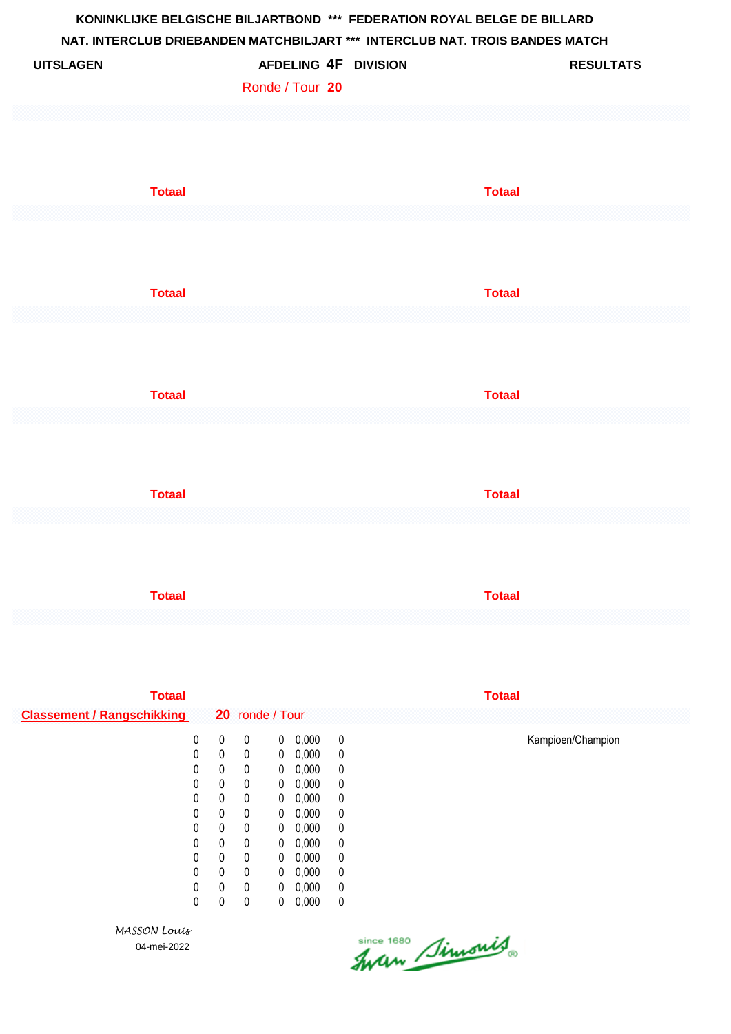**KONINKLIJKE BELGISCHE BILJARTBOND \*\*\* FEDERATION ROYAL BELGE DE BILLARD**

**NAT. INTERCLUB DRIEBANDEN MATCHBILJART \*\*\* INTERCLUB NAT. TROIS BANDES MATCH**

**UITSLAGEN** **AFDELING 4F DIVISION** **RESULTATS**

Ronde / Tour **20**

**Totaal** **Totaal**

**Totaal** **Totaal**

**Totaal** **Totaal**

**Totaal** **Totaal**

**Totaal** **Totaal**

**Totaal** **Totaal**

**Classement / Rangschikking** **20** ronde / Tour

| | | | | | | | |
|---|---|---|---|---|---|---|---|
| 0 | 0 | 0 | 0 | 0,000 | 0 | | Kampioen/Champion |
| 0 | 0 | 0 | 0 | 0,000 | 0 | | |
| 0 | 0 | 0 | 0 | 0,000 | 0 | | |
| 0 | 0 | 0 | 0 | 0,000 | 0 | | |
| 0 | 0 | 0 | 0 | 0,000 | 0 | | |
| 0 | 0 | 0 | 0 | 0,000 | 0 | | |
| 0 | 0 | 0 | 0 | 0,000 | 0 | | |
| 0 | 0 | 0 | 0 | 0,000 | 0 | | |
| 0 | 0 | 0 | 0 | 0,000 | 0 | | |
| 0 | 0 | 0 | 0 | 0,000 | 0 | | |
| 0 | 0 | 0 | 0 | 0,000 | 0 | | |
| 0 | 0 | 0 | 0 | 0,000 | 0 | | |

*MASSON Louis*

04-mei-2022

since 1680 Iwan Simonis®